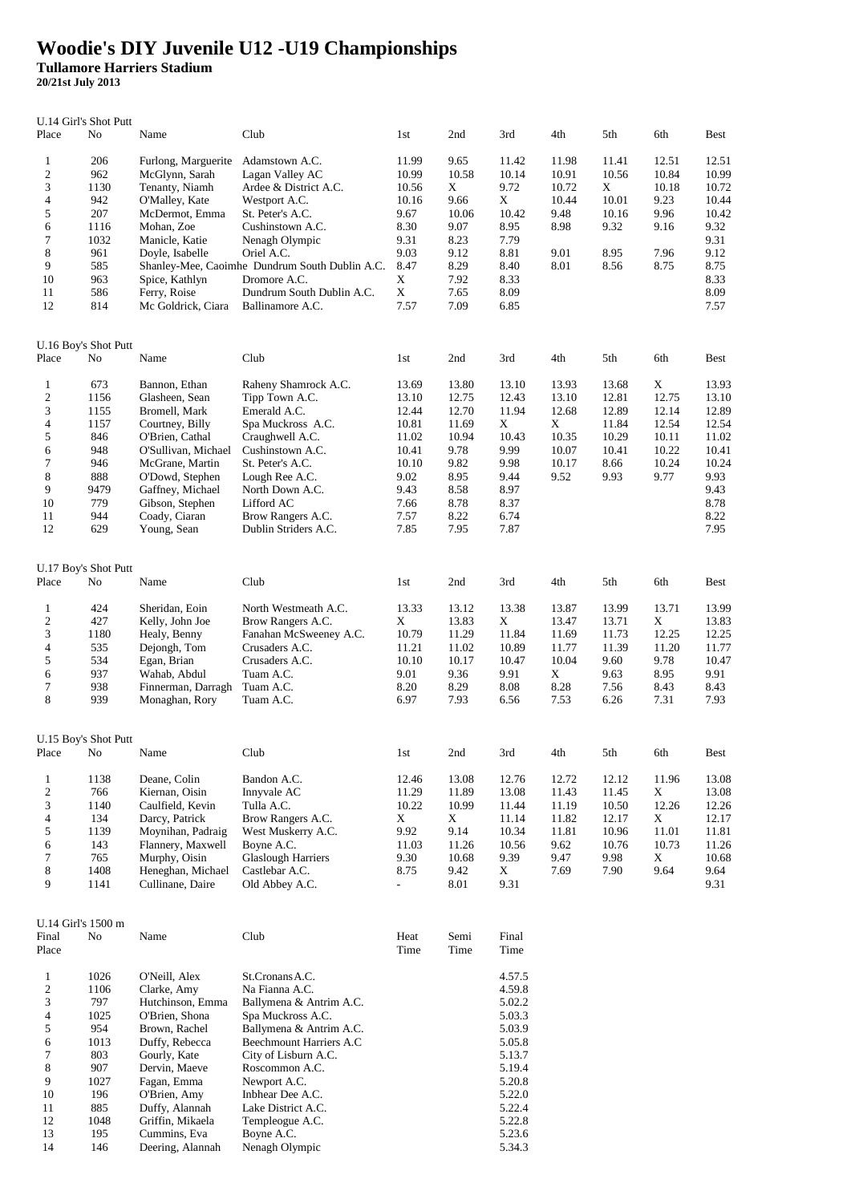# Woodie's DIY Juvenile U12 -U19 Championships

**Tullamore Harriers Stadium**

**20/21st July 2013**

U.14 Girl's Shot Putt

| Place | No | Name | Club | 1st | 2nd | 3rd | 4th | 5th | 6th | Best |
|---|---|---|---|---|---|---|---|---|---|---|
| 1 | 206 | Furlong, Marguerite | Adamstown A.C. | 11.99 | 9.65 | 11.42 | 11.98 | 11.41 | 12.51 | 12.51 |
| 2 | 962 | McGlynn, Sarah | Lagan Valley AC | 10.99 | 10.58 | 10.14 | 10.91 | 10.56 | 10.84 | 10.99 |
| 3 | 1130 | Tenanty, Niamh | Ardee & District A.C. | 10.56 | X | 9.72 | 10.72 | X | 10.18 | 10.72 |
| 4 | 942 | O'Malley, Kate | Westport A.C. | 10.16 | 9.66 | X | 10.44 | 10.01 | 9.23 | 10.44 |
| 5 | 207 | McDermot, Emma | St. Peter's A.C. | 9.67 | 10.06 | 10.42 | 9.48 | 10.16 | 9.96 | 10.42 |
| 6 | 1116 | Mohan, Zoe | Cushinstown A.C. | 8.30 | 9.07 | 8.95 | 8.98 | 9.32 | 9.16 | 9.32 |
| 7 | 1032 | Manicle, Katie | Nenagh Olympic | 9.31 | 8.23 | 7.79 | | | | 9.31 |
| 8 | 961 | Doyle, Isabelle | Oriel A.C. | 9.03 | 9.12 | 8.81 | 9.01 | 8.95 | 7.96 | 9.12 |
| 9 | 585 | Shanley-Mee, Caoimhe | Dundrum South Dublin A.C. | 8.47 | 8.29 | 8.40 | 8.01 | 8.56 | 8.75 | 8.75 |
| 10 | 963 | Spice, Kathlyn | Dromore A.C. | X | 7.92 | 8.33 | | | | 8.33 |
| 11 | 586 | Ferry, Roise | Dundrum South Dublin A.C. | X | 7.65 | 8.09 | | | | 8.09 |
| 12 | 814 | Mc Goldrick, Ciara | Ballinamore A.C. | 7.57 | 7.09 | 6.85 | | | | 7.57 |

U.16 Boy's Shot Putt

| Place | No | Name | Club | 1st | 2nd | 3rd | 4th | 5th | 6th | Best |
|---|---|---|---|---|---|---|---|---|---|---|
| 1 | 673 | Bannon, Ethan | Raheny Shamrock A.C. | 13.69 | 13.80 | 13.10 | 13.93 | 13.68 | X | 13.93 |
| 2 | 1156 | Glasheen, Sean | Tipp Town A.C. | 13.10 | 12.75 | 12.43 | 13.10 | 12.81 | 12.75 | 13.10 |
| 3 | 1155 | Bromell, Mark | Emerald A.C. | 12.44 | 12.70 | 11.94 | 12.68 | 12.89 | 12.14 | 12.89 |
| 4 | 1157 | Courtney, Billy | Spa Muckross A.C. | 10.81 | 11.69 | X | X | 11.84 | 12.54 | 12.54 |
| 5 | 846 | O'Brien, Cathal | Craughwell A.C. | 11.02 | 10.94 | 10.43 | 10.35 | 10.29 | 10.11 | 11.02 |
| 6 | 948 | O'Sullivan, Michael | Cushinstown A.C. | 10.41 | 9.78 | 9.99 | 10.07 | 10.41 | 10.22 | 10.41 |
| 7 | 946 | McGrane, Martin | St. Peter's A.C. | 10.10 | 9.82 | 9.98 | 10.17 | 8.66 | 10.24 | 10.24 |
| 8 | 888 | O'Dowd, Stephen | Lough Ree A.C. | 9.02 | 8.95 | 9.44 | 9.52 | 9.93 | 9.77 | 9.93 |
| 9 | 9479 | Gaffney, Michael | North Down A.C. | 9.43 | 8.58 | 8.97 | | | | 9.43 |
| 10 | 779 | Gibson, Stephen | Lifford AC | 7.66 | 8.78 | 8.37 | | | | 8.78 |
| 11 | 944 | Coady, Ciaran | Brow Rangers A.C. | 7.57 | 8.22 | 6.74 | | | | 8.22 |
| 12 | 629 | Young, Sean | Dublin Striders A.C. | 7.85 | 7.95 | 7.87 | | | | 7.95 |

U.17 Boy's Shot Putt

| Place | No | Name | Club | 1st | 2nd | 3rd | 4th | 5th | 6th | Best |
|---|---|---|---|---|---|---|---|---|---|---|
| 1 | 424 | Sheridan, Eoin | North Westmeath A.C. | 13.33 | 13.12 | 13.38 | 13.87 | 13.99 | 13.71 | 13.99 |
| 2 | 427 | Kelly, John Joe | Brow Rangers A.C. | X | 13.83 | X | 13.47 | 13.71 | X | 13.83 |
| 3 | 1180 | Healy, Benny | Fanahan McSweeney A.C. | 10.79 | 11.29 | 11.84 | 11.69 | 11.73 | 12.25 | 12.25 |
| 4 | 535 | Dejongh, Tom | Crusaders A.C. | 11.21 | 11.02 | 10.89 | 11.77 | 11.39 | 11.20 | 11.77 |
| 5 | 534 | Egan, Brian | Crusaders A.C. | 10.10 | 10.17 | 10.47 | 10.04 | 9.60 | 9.78 | 10.47 |
| 6 | 937 | Wahab, Abdul | Tuam A.C. | 9.01 | 9.36 | 9.91 | X | 9.63 | 8.95 | 9.91 |
| 7 | 938 | Finnerman, Darragh | Tuam A.C. | 8.20 | 8.29 | 8.08 | 8.28 | 7.56 | 8.43 | 8.43 |
| 8 | 939 | Monaghan, Rory | Tuam A.C. | 6.97 | 7.93 | 6.56 | 7.53 | 6.26 | 7.31 | 7.93 |

U.15 Boy's Shot Putt

| Place | No | Name | Club | 1st | 2nd | 3rd | 4th | 5th | 6th | Best |
|---|---|---|---|---|---|---|---|---|---|---|
| 1 | 1138 | Deane, Colin | Bandon A.C. | 12.46 | 13.08 | 12.76 | 12.72 | 12.12 | 11.96 | 13.08 |
| 2 | 766 | Kiernan, Oisin | Innyvale AC | 11.29 | 11.89 | 13.08 | 11.43 | 11.45 | X | 13.08 |
| 3 | 1140 | Caulfield, Kevin | Tulla A.C. | 10.22 | 10.99 | 11.44 | 11.19 | 10.50 | 12.26 | 12.26 |
| 4 | 134 | Darcy, Patrick | Brow Rangers A.C. | X | X | 11.14 | 11.82 | 12.17 | X | 12.17 |
| 5 | 1139 | Moynihan, Padraig | West Muskerry A.C. | 9.92 | 9.14 | 10.34 | 11.81 | 10.96 | 11.01 | 11.81 |
| 6 | 143 | Flannery, Maxwell | Boyne A.C. | 11.03 | 11.26 | 10.56 | 9.62 | 10.76 | 10.73 | 11.26 |
| 7 | 765 | Murphy, Oisin | Glaslough Harriers | 9.30 | 10.68 | 9.39 | 9.47 | 9.98 | X | 10.68 |
| 8 | 1408 | Heneghan, Michael | Castlebar A.C. | 8.75 | 9.42 | X | 7.69 | 7.90 | 9.64 | 9.64 |
| 9 | 1141 | Cullinane, Daire | Old Abbey A.C. | - | 8.01 | 9.31 | | | | 9.31 |

U.14 Girl's 1500 m

| Final Place | No | Name | Club | Heat Time | Semi Time | Final Time |
|---|---|---|---|---|---|---|
| 1 | 1026 | O'Neill, Alex | St.Cronans A.C. | | | 4.57.5 |
| 2 | 1106 | Clarke, Amy | Na Fianna A.C. | | | 4.59.8 |
| 3 | 797 | Hutchinson, Emma | Ballymena & Antrim A.C. | | | 5.02.2 |
| 4 | 1025 | O'Brien, Shona | Spa Muckross A.C. | | | 5.03.3 |
| 5 | 954 | Brown, Rachel | Ballymena & Antrim A.C. | | | 5.03.9 |
| 6 | 1013 | Duffy, Rebecca | Beechmount Harriers A.C | | | 5.05.8 |
| 7 | 803 | Gourly, Kate | City of Lisburn A.C. | | | 5.13.7 |
| 8 | 907 | Dervin, Maeve | Roscommon A.C. | | | 5.19.4 |
| 9 | 1027 | Fagan, Emma | Newport A.C. | | | 5.20.8 |
| 10 | 196 | O'Brien, Amy | Inbhear Dee A.C. | | | 5.22.0 |
| 11 | 885 | Duffy, Alannah | Lake District A.C. | | | 5.22.4 |
| 12 | 1048 | Griffin, Mikaela | Templeogue A.C. | | | 5.22.8 |
| 13 | 195 | Cummins, Eva | Boyne A.C. | | | 5.23.6 |
| 14 | 146 | Deering, Alannah | Nenagh Olympic | | | 5.34.3 |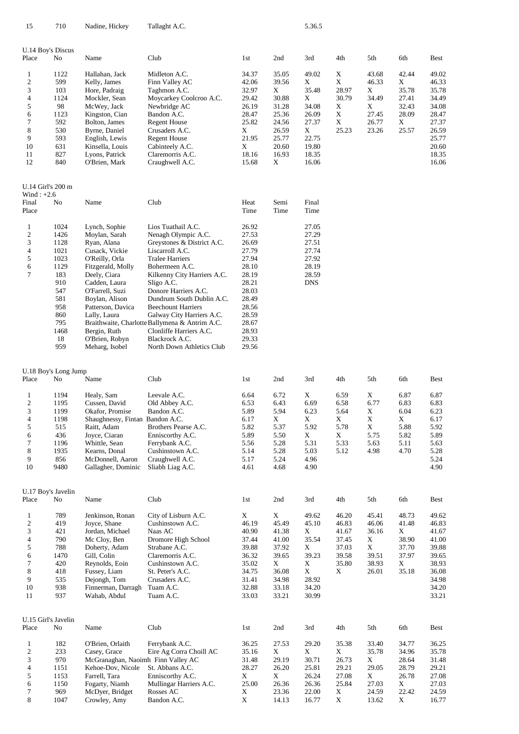| | | | | |
|---|---|---|---|---|
| 15 | 710 | Nadine, Hickey | Tallaght A.C. | 5.36.5 |

U.14 Boy's Discus

| Place | No | Name | Club | 1st | 2nd | 3rd | 4th | 5th | 6th | Best |
|---|---|---|---|---|---|---|---|---|---|---|
| 1 | 1122 | Hallahan, Jack | Midleton A.C. | 34.37 | 35.05 | 49.02 | X | 43.68 | 42.44 | 49.02 |
| 2 | 599 | Kelly, James | Finn Valley AC | 42.06 | 39.56 | X | X | 46.33 | X | 46.33 |
| 3 | 103 | Hore, Padraig | Taghmon A.C. | 32.97 | X | 35.48 | 28.97 | X | 35.78 | 35.78 |
| 4 | 1124 | Mockler, Sean | Moycarkey Coolcroo A.C. | 29.42 | 30.88 | X | 30.79 | 34.49 | 27.41 | 34.49 |
| 5 | 98 | McWey, Jack | Newbridge AC | 26.19 | 31.28 | 34.08 | X | X | 32.43 | 34.08 |
| 6 | 1123 | Kingston, Cian | Bandon A.C. | 28.47 | 25.36 | 26.09 | X | 27.45 | 28.09 | 28.47 |
| 7 | 592 | Bolton, James | Regent House | 25.82 | 24.56 | 27.37 | X | 26.77 | X | 27.37 |
| 8 | 530 | Byrne, Daniel | Crusaders A.C. | X | 26.59 | X | 25.23 | 23.26 | 25.57 | 26.59 |
| 9 | 593 | English, Lewis | Regent House | 21.95 | 25.77 | 22.75 | | | | 25.77 |
| 10 | 631 | Kinsella, Louis | Cabinteely A.C. | X | 20.60 | 19.80 | | | | 20.60 |
| 11 | 827 | Lyons, Patrick | Claremorris A.C. | 18.16 | 16.93 | 18.35 | | | | 18.35 |
| 12 | 840 | O'Brien, Mark | Craughwell A.C. | 15.68 | X | 16.06 | | | | 16.06 |

U.14 Girl's 200 m
Wind : +2.6

| Final Place | No | Name | Club | Heat Time | Semi Time | Final Time |
|---|---|---|---|---|---|---|
| 1 | 1024 | Lynch, Sophie | Lios Tuathail A.C. | 26.92 | | 27.05 |
| 2 | 1426 | Moylan, Sarah | Nenagh Olympic A.C. | 27.53 | | 27.29 |
| 3 | 1128 | Ryan, Alana | Greystones & District A.C. | 26.69 | | 27.51 |
| 4 | 1021 | Cusack, Vickie | Liscarroll A.C. | 27.79 | | 27.74 |
| 5 | 1023 | O'Reilly, Orla | Tralee Harriers | 27.94 | | 27.92 |
| 6 | 1129 | Fitzgerald, Molly | Bohermeen A.C. | 28.10 | | 28.19 |
| 7 | 183 | Deely, Ciara | Kilkenny City Harriers A.C. | 28.19 | | 28.59 |
| | 910 | Cadden, Laura | Sligo A.C. | 28.21 | | DNS |
| | 547 | O'Farrell, Suzi | Donore Harriers A.C. | 28.03 | | |
| | 581 | Boylan, Alison | Dundrum South Dublin A.C. | 28.49 | | |
| | 958 | Patterson, Davica | Beechount Harriers | 28.56 | | |
| | 860 | Lally, Laura | Galway City Harriers A.C. | 28.59 | | |
| | 795 | Braithwaite, Charlotte | Ballymena & Antrim A.C. | 28.67 | | |
| | 1468 | Bergin, Ruth | Clonliffe Harriers A.C. | 28.93 | | |
| | 18 | O'Brien, Robyn | Blackrock A.C. | 29.33 | | |
| | 959 | Meharg, Isobel | North Down Athletics Club | 29.56 | | |

U.18 Boy's Long Jump

| Place | No | Name | Club | 1st | 2nd | 3rd | 4th | 5th | 6th | Best |
|---|---|---|---|---|---|---|---|---|---|---|
| 1 | 1194 | Healy, Sam | Leevale A.C. | 6.64 | 6.72 | X | 6.59 | X | 6.87 | 6.87 |
| 2 | 1195 | Cussen, David | Old Abbey A.C. | 6.53 | 6.43 | 6.69 | 6.58 | 6.77 | 6.83 | 6.83 |
| 3 | 1199 | Okafor, Promise | Bandon A.C. | 5.89 | 5.94 | 6.23 | 5.64 | X | 6.04 | 6.23 |
| 4 | 1198 | Shaughnessy, Fintan | Bandon A.C. | 6.17 | X | X | X | X | X | 6.17 |
| 5 | 515 | Raitt, Adam | Brothers Pearse A.C. | 5.82 | 5.37 | 5.92 | 5.78 | X | 5.88 | 5.92 |
| 6 | 436 | Joyce, Ciaran | Enniscorthy A.C. | 5.89 | 5.50 | X | X | 5.75 | 5.82 | 5.89 |
| 7 | 1196 | Whittle, Sean | Ferrybank A.C. | 5.56 | 5.28 | 5.31 | 5.33 | 5.63 | 5.11 | 5.63 |
| 8 | 1935 | Kearns, Donal | Cushinstown A.C. | 5.14 | 5.28 | 5.03 | 5.12 | 4.98 | 4.70 | 5.28 |
| 9 | 856 | McDonnell, Aaron | Craughwell A.C. | 5.17 | 5.24 | 4.96 | | | | 5.24 |
| 10 | 9480 | Gallagher, Dominic | Sliabh Liag A.C. | 4.61 | 4.68 | 4.90 | | | | 4.90 |

U.17 Boy's Javelin

| Place | No | Name | Club | 1st | 2nd | 3rd | 4th | 5th | 6th | Best |
|---|---|---|---|---|---|---|---|---|---|---|
| 1 | 789 | Jenkinson, Ronan | City of Lisburn A.C. | X | X | 49.62 | 46.20 | 45.41 | 48.73 | 49.62 |
| 2 | 419 | Joyce, Shane | Cushinstown A.C. | 46.19 | 45.49 | 45.10 | 46.83 | 46.06 | 41.48 | 46.83 |
| 3 | 421 | Jordan, Michael | Naas AC | 40.90 | 41.38 | X | 41.67 | 36.16 | X | 41.67 |
| 4 | 790 | Mc Cloy, Ben | Dromore High School | 37.44 | 41.00 | 35.54 | 37.45 | X | 38.90 | 41.00 |
| 5 | 788 | Doherty, Adam | Strabane A.C. | 39.88 | 37.92 | X | 37.03 | X | 37.70 | 39.88 |
| 6 | 1470 | Gill, Colin | Claremorris A.C. | 36.32 | 39.65 | 39.23 | 39.58 | 39.51 | 37.97 | 39.65 |
| 7 | 420 | Reynolds, Eoin | Cushinstown A.C. | 35.02 | X | X | 35.80 | 38.93 | X | 38.93 |
| 8 | 418 | Fussey, Liam | St. Peter's A.C. | 34.75 | 36.08 | X | X | 26.01 | 35.18 | 36.08 |
| 9 | 535 | Dejongh, Tom | Crusaders A.C. | 31.41 | 34.98 | 28.92 | | | | 34.98 |
| 10 | 938 | Finnerman, Darragh | Tuam A.C. | 32.88 | 33.18 | 34.20 | | | | 34.20 |
| 11 | 937 | Wahab, Abdul | Tuam A.C. | 33.03 | 33.21 | 30.99 | | | | 33.21 |

U.15 Girl's Javelin

| Place | No | Name | Club | 1st | 2nd | 3rd | 4th | 5th | 6th | Best |
|---|---|---|---|---|---|---|---|---|---|---|
| 1 | 182 | O'Brien, Orlaith | Ferrybank A.C. | 36.25 | 27.53 | 29.20 | 35.38 | 33.40 | 34.77 | 36.25 |
| 2 | 233 | Casey, Grace | Eire Ag Corra Choill AC | 35.16 | X | X | X | 35.78 | 34.96 | 35.78 |
| 3 | 970 | McGranaghan, Naoimh | Finn Valley AC | 31.48 | 29.19 | 30.71 | 26.73 | X | 28.64 | 31.48 |
| 4 | 1151 | Kehoe-Dov, Nicole | St. Abbans A.C. | 28.27 | 26.20 | 25.81 | 29.21 | 29.05 | 28.79 | 29.21 |
| 5 | 1153 | Farrell, Tara | Enniscorthy A.C. | X | X | 26.24 | 27.08 | X | 26.78 | 27.08 |
| 6 | 1150 | Fogarty, Niamh | Mullingar Harriers A.C. | 25.00 | 26.36 | 26.36 | 25.84 | 27.03 | X | 27.03 |
| 7 | 969 | McDyer, Bridget | Rosses AC | X | 23.36 | 22.00 | X | 24.59 | 22.42 | 24.59 |
| 8 | 1047 | Crowley, Amy | Bandon A.C. | X | 14.13 | 16.77 | X | 13.62 | X | 16.77 |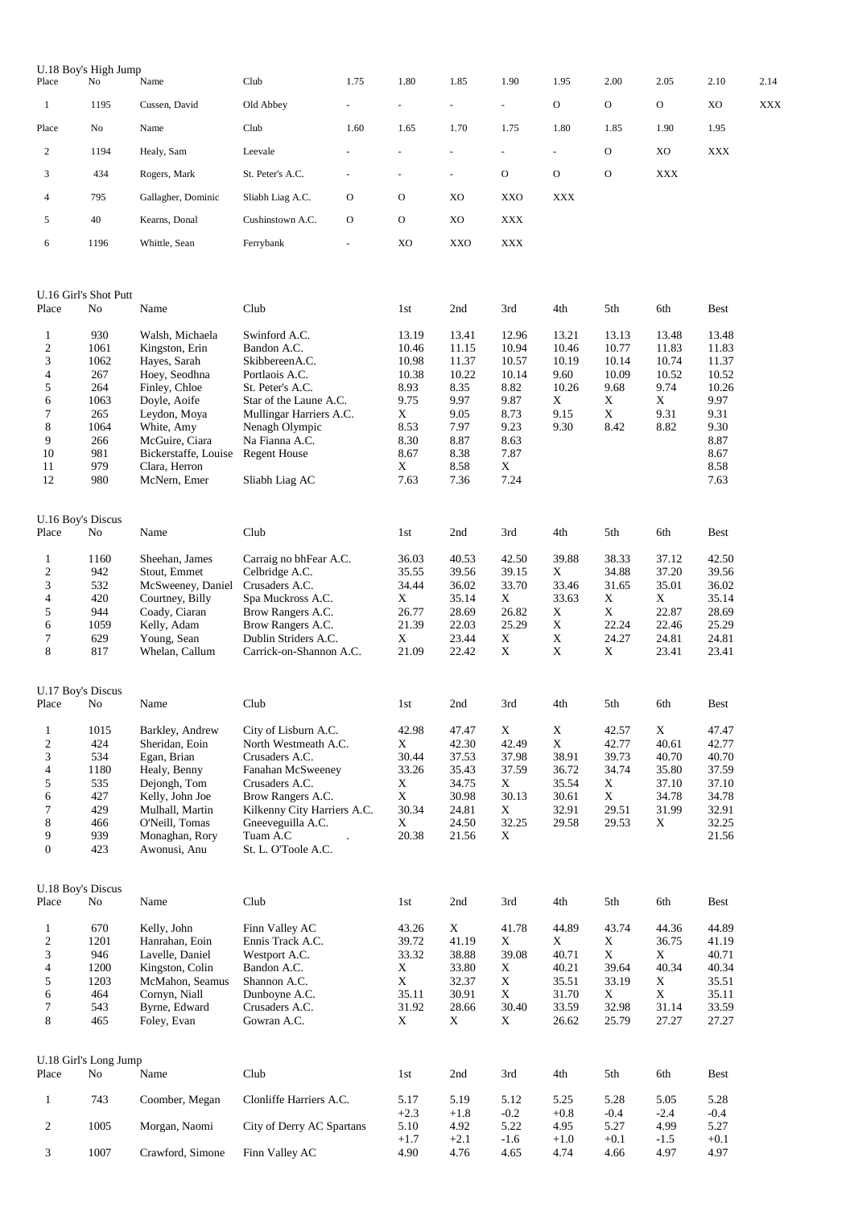U.18 Boy's High Jump

| Place | No | Name | Club | 1.75 | 1.80 | 1.85 | 1.90 | 1.95 | 2.00 | 2.05 | 2.10 | 2.14 |
|---|---|---|---|---|---|---|---|---|---|---|---|---|
| 1 | 1195 | Cussen, David | Old Abbey | - | - | - | - | O | O | O | XO | XXX |
| Place | No | Name | Club | 1.60 | 1.65 | 1.70 | 1.75 | 1.80 | 1.85 | 1.90 | 1.95 | |
| 2 | 1194 | Healy, Sam | Leevale | - | - | - | - | - | O | XO | XXX | |
| 3 | 434 | Rogers, Mark | St. Peter's A.C. | - | - | - | O | O | O | XXX | | |
| 4 | 795 | Gallagher, Dominic | Sliabh Liag A.C. | O | O | XO | XXO | XXX | | | | |
| 5 | 40 | Kearns, Donal | Cushinstown A.C. | O | O | XO | XXX | | | | | |
| 6 | 1196 | Whittle, Sean | Ferrybank | - | XO | XXO | XXX | | | | | |

U.16 Girl's Shot Putt

| Place | No | Name | Club | 1st | 2nd | 3rd | 4th | 5th | 6th | Best |
|---|---|---|---|---|---|---|---|---|---|---|
| 1 | 930 | Walsh, Michaela | Swinford A.C. | 13.19 | 13.41 | 12.96 | 13.21 | 13.13 | 13.48 | 13.48 |
| 2 | 1061 | Kingston, Erin | Bandon A.C. | 10.46 | 11.15 | 10.94 | 10.46 | 10.77 | 11.83 | 11.83 |
| 3 | 1062 | Hayes, Sarah | SkibbereenA.C. | 10.98 | 11.37 | 10.57 | 10.19 | 10.14 | 10.74 | 11.37 |
| 4 | 267 | Hoey, Seodhna | Portlaois A.C. | 10.38 | 10.22 | 10.14 | 9.60 | 10.09 | 10.52 | 10.52 |
| 5 | 264 | Finley, Chloe | St. Peter's A.C. | 8.93 | 8.35 | 8.82 | 10.26 | 9.68 | 9.74 | 10.26 |
| 6 | 1063 | Doyle, Aoife | Star of the Laune A.C. | 9.75 | 9.97 | 9.87 | X | X | X | 9.97 |
| 7 | 265 | Leydon, Moya | Mullingar Harriers A.C. | X | 9.05 | 8.73 | 9.15 | X | 9.31 | 9.31 |
| 8 | 1064 | White, Amy | Nenagh Olympic | 8.53 | 7.97 | 9.23 | 9.30 | 8.42 | 8.82 | 9.30 |
| 9 | 266 | McGuire, Ciara | Na Fianna A.C. | 8.30 | 8.87 | 8.63 | | | | 8.87 |
| 10 | 981 | Bickerstaffe, Louise | Regent House | 8.67 | 8.38 | 7.87 | | | | 8.67 |
| 11 | 979 | Clara, Herron | | X | 8.58 | X | | | | 8.58 |
| 12 | 980 | McNern, Emer | Sliabh Liag AC | 7.63 | 7.36 | 7.24 | | | | 7.63 |

U.16 Boy's Discus

| Place | No | Name | Club | 1st | 2nd | 3rd | 4th | 5th | 6th | Best |
|---|---|---|---|---|---|---|---|---|---|---|
| 1 | 1160 | Sheehan, James | Carraig no bhFear A.C. | 36.03 | 40.53 | 42.50 | 39.88 | 38.33 | 37.12 | 42.50 |
| 2 | 942 | Stout, Emmet | Celbridge A.C. | 35.55 | 39.56 | 39.15 | X | 34.88 | 37.20 | 39.56 |
| 3 | 532 | McSweeney, Daniel | Crusaders A.C. | 34.44 | 36.02 | 33.70 | 33.46 | 31.65 | 35.01 | 36.02 |
| 4 | 420 | Courtney, Billy | Spa Muckross A.C. | X | 35.14 | X | 33.63 | X | X | 35.14 |
| 5 | 944 | Coady, Ciaran | Brow Rangers A.C. | 26.77 | 28.69 | 26.82 | X | X | 22.87 | 28.69 |
| 6 | 1059 | Kelly, Adam | Brow Rangers A.C. | 21.39 | 22.03 | 25.29 | X | 22.24 | 22.46 | 25.29 |
| 7 | 629 | Young, Sean | Dublin Striders A.C. | X | 23.44 | X | X | 24.27 | 24.81 | 24.81 |
| 8 | 817 | Whelan, Callum | Carrick-on-Shannon A.C. | 21.09 | 22.42 | X | X | X | 23.41 | 23.41 |

U.17 Boy's Discus

| Place | No | Name | Club | 1st | 2nd | 3rd | 4th | 5th | 6th | Best |
|---|---|---|---|---|---|---|---|---|---|---|
| 1 | 1015 | Barkley, Andrew | City of Lisburn A.C. | 42.98 | 47.47 | X | X | 42.57 | X | 47.47 |
| 2 | 424 | Sheridan, Eoin | North Westmeath A.C. | X | 42.30 | 42.49 | X | 42.77 | 40.61 | 42.77 |
| 3 | 534 | Egan, Brian | Crusaders A.C. | 30.44 | 37.53 | 37.98 | 38.91 | 39.73 | 40.70 | 40.70 |
| 4 | 1180 | Healy, Benny | Fanahan McSweeney | 33.26 | 35.43 | 37.59 | 36.72 | 34.74 | 35.80 | 37.59 |
| 5 | 535 | Dejongh, Tom | Crusaders A.C. | X | 34.75 | X | 35.54 | X | 37.10 | 37.10 |
| 6 | 427 | Kelly, John Joe | Brow Rangers A.C. | X | 30.98 | 30.13 | 30.61 | X | 34.78 | 34.78 |
| 7 | 429 | Mulhall, Martin | Kilkenny City Harriers A.C. | 30.34 | 24.81 | X | 32.91 | 29.51 | 31.99 | 32.91 |
| 8 | 466 | O'Neill, Tomas | Gneeveguilla A.C. | X | 24.50 | 32.25 | 29.58 | 29.53 | X | 32.25 |
| 9 | 939 | Monaghan, Rory | Tuam A.C . | 20.38 | 21.56 | X | | | | 21.56 |
| 0 | 423 | Awonusi, Anu | St. L. O'Toole A.C. | | | | | | | |

U.18 Boy's Discus

| Place | No | Name | Club | 1st | 2nd | 3rd | 4th | 5th | 6th | Best |
|---|---|---|---|---|---|---|---|---|---|---|
| 1 | 670 | Kelly, John | Finn Valley AC | 43.26 | X | 41.78 | 44.89 | 43.74 | 44.36 | 44.89 |
| 2 | 1201 | Hanrahan, Eoin | Ennis Track A.C. | 39.72 | 41.19 | X | X | X | 36.75 | 41.19 |
| 3 | 946 | Lavelle, Daniel | Westport A.C. | 33.32 | 38.88 | 39.08 | 40.71 | X | X | 40.71 |
| 4 | 1200 | Kingston, Colin | Bandon A.C. | X | 33.80 | X | 40.21 | 39.64 | 40.34 | 40.34 |
| 5 | 1203 | McMahon, Seamus | Shannon A.C. | X | 32.37 | X | 35.51 | 33.19 | X | 35.51 |
| 6 | 464 | Cornyn, Niall | Dunboyne A.C. | 35.11 | 30.91 | X | 31.70 | X | X | 35.11 |
| 7 | 543 | Byrne, Edward | Crusaders A.C. | 31.92 | 28.66 | 30.40 | 33.59 | 32.98 | 31.14 | 33.59 |
| 8 | 465 | Foley, Evan | Gowran A.C. | X | X | X | 26.62 | 25.79 | 27.27 | 27.27 |

U.18 Girl's Long Jump

| Place | No | Name | Club | 1st | 2nd | 3rd | 4th | 5th | 6th | Best |
|---|---|---|---|---|---|---|---|---|---|---|
| 1 | 743 | Coomber, Megan | Clonliffe Harriers A.C. | 5.17 | 5.19 | 5.12 | 5.25 | 5.28 | 5.05 | 5.28 |
| | | | | +2.3 | +1.8 | -0.2 | +0.8 | -0.4 | -2.4 | -0.4 |
| 2 | 1005 | Morgan, Naomi | City of Derry AC Spartans | 5.10 | 4.92 | 5.22 | 4.95 | 5.27 | 4.99 | 5.27 |
| | | | | +1.7 | +2.1 | -1.6 | +1.0 | +0.1 | -1.5 | +0.1 |
| 3 | 1007 | Crawford, Simone | Finn Valley AC | 4.90 | 4.76 | 4.65 | 4.74 | 4.66 | 4.97 | 4.97 |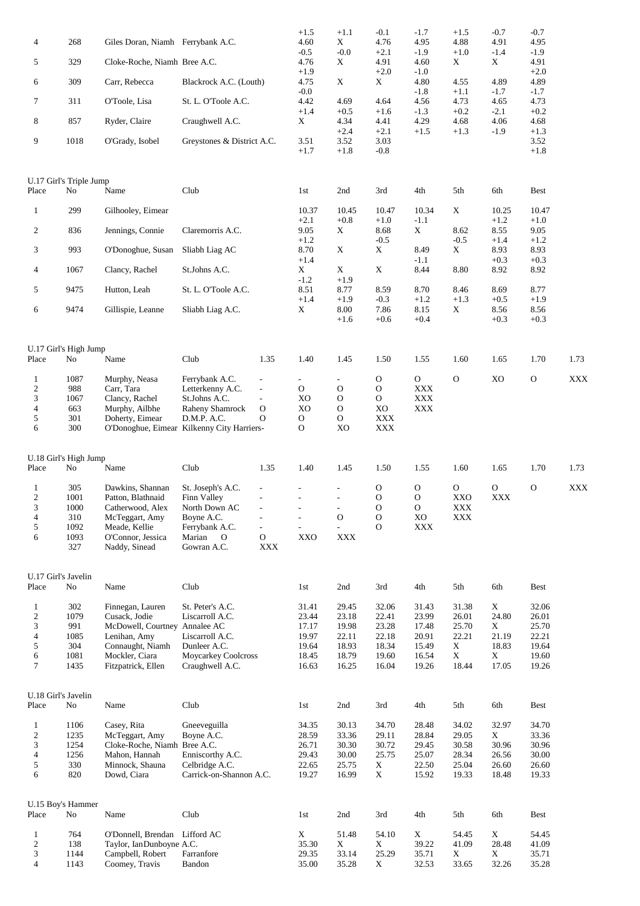| Place | No | Name | Club | 1st | 2nd | 3rd | 4th | 5th | 6th | Best |
|---|---|---|---|---|---|---|---|---|---|---|
| | | | | +1.5 | +1.1 | -0.1 | -1.7 | +1.5 | -0.7 | -0.7 |
| 4 | 268 | Giles Doran, Niamh | Ferrybank A.C. | 4.60 | X | 4.76 | 4.95 | 4.88 | 4.91 | 4.95 |
| | | | | -0.5 | -0.0 | +2.1 | -1.9 | +1.0 | -1.4 | -1.9 |
| 5 | 329 | Cloke-Roche, Niamh | Bree A.C. | 4.76 | X | 4.91 | 4.60 | X | X | 4.91 |
| | | | | +1.9 | | +2.0 | -1.0 | | | +2.0 |
| 6 | 309 | Carr, Rebecca | Blackrock A.C. (Louth) | 4.75 | X | X | 4.80 | 4.55 | 4.89 | 4.89 |
| | | | | -0.0 | | | -1.8 | +1.1 | -1.7 | -1.7 |
| 7 | 311 | O'Toole, Lisa | St. L. O'Toole A.C. | 4.42 | 4.69 | 4.64 | 4.56 | 4.73 | 4.65 | 4.73 |
| | | | | +1.4 | +0.5 | +1.6 | -1.3 | +0.2 | -2.1 | +0.2 |
| 8 | 857 | Ryder, Claire | Craughwell A.C. | X | 4.34 | 4.41 | 4.29 | 4.68 | 4.06 | 4.68 |
| | | | | | +2.4 | +2.1 | +1.5 | +1.3 | -1.9 | +1.3 |
| 9 | 1018 | O'Grady, Isobel | Greystones & District A.C. | 3.51 | 3.52 | 3.03 | | | | 3.52 |
| | | | | +1.7 | +1.8 | -0.8 | | | | +1.8 |

U.17 Girl's Triple Jump

| Place | No | Name | Club | 1st | 2nd | 3rd | 4th | 5th | 6th | Best |
|---|---|---|---|---|---|---|---|---|---|---|
| 1 | 299 | Gilhooley, Eimear | | 10.37 | 10.45 | 10.47 | 10.34 | X | 10.25 | 10.47 |
| | | | | +2.1 | +0.8 | +1.0 | -1.1 | | +1.2 | +1.0 |
| 2 | 836 | Jennings, Connie | Claremorris A.C. | 9.05 | X | 8.68 | X | 8.62 | 8.55 | 9.05 |
| | | | | +1.2 | | -0.5 | | -0.5 | +1.4 | +1.2 |
| 3 | 993 | O'Donoghue, Susan | Sliabh Liag AC | 8.70 | X | X | 8.49 | X | 8.93 | 8.93 |
| | | | | +1.4 | | | -1.1 | | +0.3 | +0.3 |
| 4 | 1067 | Clancy, Rachel | St.Johns A.C. | X | X | X | 8.44 | 8.80 | 8.92 | 8.92 |
| | | | | -1.2 | +1.9 | | | | | |
| 5 | 9475 | Hutton, Leah | St. L. O'Toole A.C. | 8.51 | 8.77 | 8.59 | 8.70 | 8.46 | 8.69 | 8.77 |
| | | | | +1.4 | +1.9 | -0.3 | +1.2 | +1.3 | +0.5 | +1.9 |
| 6 | 9474 | Gillispie, Leanne | Sliabh Liag A.C. | X | 8.00 | 7.86 | 8.15 | X | 8.56 | 8.56 |
| | | | | | +1.6 | +0.6 | +0.4 | | +0.3 | +0.3 |

U.17 Girl's High Jump

| Place | No | Name | Club | 1.35 | 1.40 | 1.45 | 1.50 | 1.55 | 1.60 | 1.65 | 1.70 | 1.73 |
|---|---|---|---|---|---|---|---|---|---|---|---|---|
| 1 | 1087 | Murphy, Neasa | Ferrybank A.C. | - | - | - | O | O | O | XO | O | XXX |
| 2 | 988 | Carr, Tara | Letterkenny A.C. | - | O | O | O | XXX | | | | |
| 3 | 1067 | Clancy, Rachel | St.Johns A.C. | - | XO | O | O | XXX | | | | |
| 4 | 663 | Murphy, Ailbhe | Raheny Shamrock | O | XO | O | XO | XXX | | | | |
| 5 | 301 | Doherty, Eimear | D.M.P. A.C. | O | O | O | XXX | | | | | |
| 6 | 300 | O'Donoghue, Eimear | Kilkenny City Harriers | - | O | XO | XXX | | | | | |

U.18 Girl's High Jump

| Place | No | Name | Club | 1.35 | 1.40 | 1.45 | 1.50 | 1.55 | 1.60 | 1.65 | 1.70 | 1.73 |
|---|---|---|---|---|---|---|---|---|---|---|---|---|
| 1 | 305 | Dawkins, Shannan | St. Joseph's A.C. | - | - | - | O | O | O | O | O | XXX |
| 2 | 1001 | Patton, Blathnaid | Finn Valley | - | - | - | O | O | XXO | XXX | | |
| 3 | 1000 | Catherwood, Alex | North Down AC | - | - | - | O | O | XXX | | | |
| 4 | 310 | McTeggart, Amy | Boyne A.C. | - | - | O | O | XO | XXX | | | |
| 5 | 1092 | Meade, Kellie | Ferrybank A.C. | - | - | - | O | XXX | | | | |
| 6 | 1093 | O'Connor, Jessica | Marian O | O | XXO | XXX | | | | | | |
| | 327 | Naddy, Sinead | Gowran A.C. | XXX | | | | | | | | |

U.17 Girl's Javelin

| Place | No | Name | Club | 1st | 2nd | 3rd | 4th | 5th | 6th | Best |
|---|---|---|---|---|---|---|---|---|---|---|
| 1 | 302 | Finnegan, Lauren | St. Peter's A.C. | 31.41 | 29.45 | 32.06 | 31.43 | 31.38 | X | 32.06 |
| 2 | 1079 | Cusack, Jodie | Liscarroll A.C. | 23.44 | 23.18 | 22.41 | 23.99 | 26.01 | 24.80 | 26.01 |
| 3 | 991 | McDowell, Courtney | Annalee AC | 17.17 | 19.98 | 23.28 | 17.48 | 25.70 | X | 25.70 |
| 4 | 1085 | Lenihan, Amy | Liscarroll A.C. | 19.97 | 22.11 | 22.18 | 20.91 | 22.21 | 21.19 | 22.21 |
| 5 | 304 | Connaught, Niamh | Dunleer A.C. | 19.64 | 18.93 | 18.34 | 15.49 | X | 18.83 | 19.64 |
| 6 | 1081 | Mockler, Ciara | Moycarkey Coolcross | 18.45 | 18.79 | 19.60 | 16.54 | X | X | 19.60 |
| 7 | 1435 | Fitzpatrick, Ellen | Craughwell A.C. | 16.63 | 16.25 | 16.04 | 19.26 | 18.44 | 17.05 | 19.26 |

U.18 Girl's Javelin

| Place | No | Name | Club | 1st | 2nd | 3rd | 4th | 5th | 6th | Best |
|---|---|---|---|---|---|---|---|---|---|---|
| 1 | 1106 | Casey, Rita | Gneeveguilla | 34.35 | 30.13 | 34.70 | 28.48 | 34.02 | 32.97 | 34.70 |
| 2 | 1235 | McTeggart, Amy | Boyne A.C. | 28.59 | 33.36 | 29.11 | 28.84 | 29.05 | X | 33.36 |
| 3 | 1254 | Cloke-Roche, Niamh | Bree A.C. | 26.71 | 30.30 | 30.72 | 29.45 | 30.58 | 30.96 | 30.96 |
| 4 | 1256 | Mahon, Hannah | Enniscorthy A.C. | 29.43 | 30.00 | 25.75 | 25.07 | 28.34 | 26.56 | 30.00 |
| 5 | 330 | Minnock, Shauna | Celbridge A.C. | 22.65 | 25.75 | X | 22.50 | 25.04 | 26.60 | 26.60 |
| 6 | 820 | Dowd, Ciara | Carrick-on-Shannon A.C. | 19.27 | 16.99 | X | 15.92 | 19.33 | 18.48 | 19.33 |

U.15 Boy's Hammer

| Place | No | Name | Club | 1st | 2nd | 3rd | 4th | 5th | 6th | Best |
|---|---|---|---|---|---|---|---|---|---|---|
| 1 | 764 | O'Donnell, Brendan | Lifford AC | X | 51.48 | 54.10 | X | 54.45 | X | 54.45 |
| 2 | 138 | Taylor, Ian | Dunboyne A.C. | 35.30 | X | X | 39.22 | 41.09 | 28.48 | 41.09 |
| 3 | 1144 | Campbell, Robert | Farranfore | 29.35 | 33.14 | 25.29 | 35.71 | X | X | 35.71 |
| 4 | 1143 | Coomey, Travis | Bandon | 35.00 | 35.28 | X | 32.53 | 33.65 | 32.26 | 35.28 |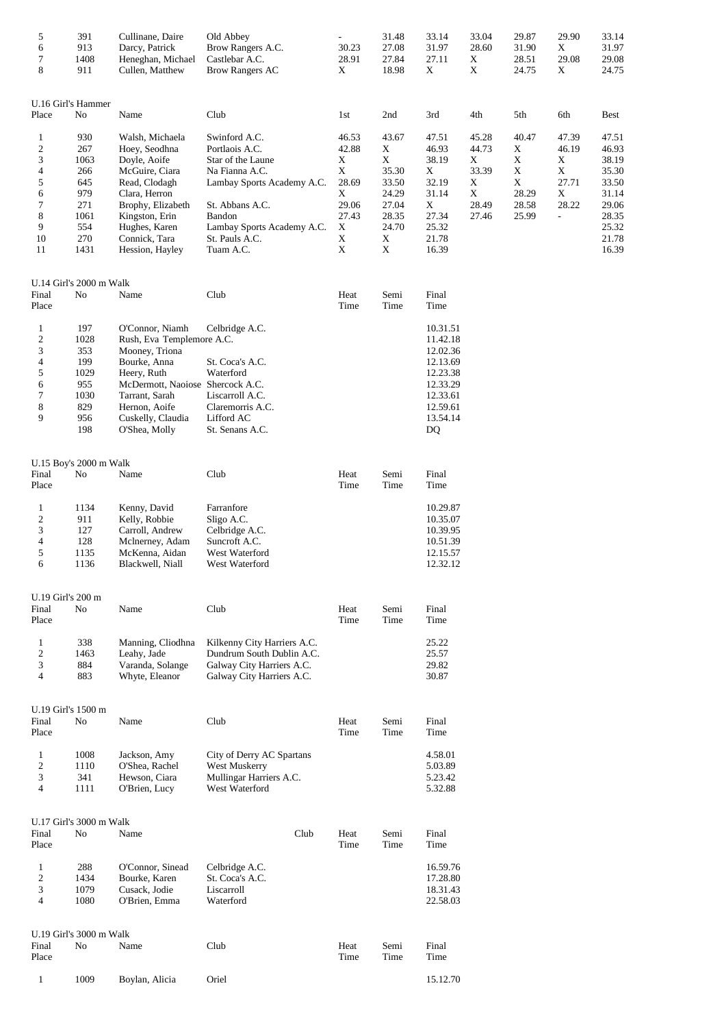| Place | No | Name | Club | 1st | 2nd | 3rd | 4th | 5th | 6th | Best |
|---|---|---|---|---|---|---|---|---|---|---|
| 5 | 391 | Cullinane, Daire | Old Abbey | - | 31.48 | 33.14 | 33.04 | 29.87 | 29.90 | 33.14 |
| 6 | 913 | Darcy, Patrick | Brow Rangers A.C. | 30.23 | 27.08 | 31.97 | 28.60 | 31.90 | X | 31.97 |
| 7 | 1408 | Heneghan, Michael | Castlebar A.C. | 28.91 | 27.84 | 27.11 | X | 28.51 | 29.08 | 29.08 |
| 8 | 911 | Cullen, Matthew | Brow Rangers AC | X | 18.98 | X | X | 24.75 | X | 24.75 |

U.16 Girl's Hammer

| Place | No | Name | Club | 1st | 2nd | 3rd | 4th | 5th | 6th | Best |
|---|---|---|---|---|---|---|---|---|---|---|
| 1 | 930 | Walsh, Michaela | Swinford A.C. | 46.53 | 43.67 | 47.51 | 45.28 | 40.47 | 47.39 | 47.51 |
| 2 | 267 | Hoey, Seodhna | Portlaois A.C. | 42.88 | X | 46.93 | 44.73 | X | 46.19 | 46.93 |
| 3 | 1063 | Doyle, Aoife | Star of the Laune | X | X | 38.19 | X | X | X | 38.19 |
| 4 | 266 | McGuire, Ciara | Na Fianna A.C. | X | 35.30 | X | 33.39 | X | X | 35.30 |
| 5 | 645 | Read, Clodagh | Lambay Sports Academy A.C. | 28.69 | 33.50 | 32.19 | X | X | 27.71 | 33.50 |
| 6 | 979 | Clara, Herron | | X | 24.29 | 31.14 | X | 28.29 | X | 31.14 |
| 7 | 271 | Brophy, Elizabeth | St. Abbans A.C. | 29.06 | 27.04 | X | 28.49 | 28.58 | 28.22 | 29.06 |
| 8 | 1061 | Kingston, Erin | Bandon | 27.43 | 28.35 | 27.34 | 27.46 | 25.99 | - | 28.35 |
| 9 | 554 | Hughes, Karen | Lambay Sports Academy A.C. | X | 24.70 | 25.32 | | | | 25.32 |
| 10 | 270 | Connick, Tara | St. Pauls A.C. | X | X | 21.78 | | | | 21.78 |
| 11 | 1431 | Hession, Hayley | Tuam A.C. | X | X | 16.39 | | | | 16.39 |

U.14 Girl's 2000 m Walk

| Final Place | No | Name | Club | Heat Time | Semi Time | Final Time |
|---|---|---|---|---|---|---|
| 1 | 197 | O'Connor, Niamh | Celbridge A.C. | | | 10.31.51 |
| 2 | 1028 | Rush, Eva | Templemore A.C. | | | 11.42.18 |
| 3 | 353 | Mooney, Triona | | | | 12.02.36 |
| 4 | 199 | Bourke, Anna | St. Coca's A.C. | | | 12.13.69 |
| 5 | 1029 | Heery, Ruth | Waterford | | | 12.23.38 |
| 6 | 955 | McDermott, Naoiose | Shercock A.C. | | | 12.33.29 |
| 7 | 1030 | Tarrant, Sarah | Liscarroll A.C. | | | 12.33.61 |
| 8 | 829 | Hernon, Aoife | Claremorris A.C. | | | 12.59.61 |
| 9 | 956 | Cuskelly, Claudia | Lifford AC | | | 13.54.14 |
| | 198 | O'Shea, Molly | St. Senans A.C. | | | DQ |

U.15 Boy's 2000 m Walk

| Final Place | No | Name | Club | Heat Time | Semi Time | Final Time |
|---|---|---|---|---|---|---|
| 1 | 1134 | Kenny, David | Farranfore | | | 10.29.87 |
| 2 | 911 | Kelly, Robbie | Sligo A.C. | | | 10.35.07 |
| 3 | 127 | Carroll, Andrew | Celbridge A.C. | | | 10.39.95 |
| 4 | 128 | Mclnerney, Adam | Suncroft A.C. | | | 10.51.39 |
| 5 | 1135 | McKenna, Aidan | West Waterford | | | 12.15.57 |
| 6 | 1136 | Blackwell, Niall | West Waterford | | | 12.32.12 |

U.19 Girl's 200 m

| Final Place | No | Name | Club | Heat Time | Semi Time | Final Time |
|---|---|---|---|---|---|---|
| 1 | 338 | Manning, Cliodhna | Kilkenny City Harriers A.C. | | | 25.22 |
| 2 | 1463 | Leahy, Jade | Dundrum South Dublin A.C. | | | 25.57 |
| 3 | 884 | Varanda, Solange | Galway City Harriers A.C. | | | 29.82 |
| 4 | 883 | Whyte, Eleanor | Galway City Harriers A.C. | | | 30.87 |

U.19 Girl's 1500 m

| Final Place | No | Name | Club | Heat Time | Semi Time | Final Time |
|---|---|---|---|---|---|---|
| 1 | 1008 | Jackson, Amy | City of Derry AC Spartans | | | 4.58.01 |
| 2 | 1110 | O'Shea, Rachel | West Muskerry | | | 5.03.89 |
| 3 | 341 | Hewson, Ciara | Mullingar Harriers A.C. | | | 5.23.42 |
| 4 | 1111 | O'Brien, Lucy | West Waterford | | | 5.32.88 |

U.17 Girl's 3000 m Walk

| Final Place | No | Name | Club | Heat Time | Semi Time | Final Time |
|---|---|---|---|---|---|---|
| 1 | 288 | O'Connor, Sinead | Celbridge A.C. | | | 16.59.76 |
| 2 | 1434 | Bourke, Karen | St. Coca's A.C. | | | 17.28.80 |
| 3 | 1079 | Cusack, Jodie | Liscarroll | | | 18.31.43 |
| 4 | 1080 | O'Brien, Emma | Waterford | | | 22.58.03 |

U.19 Girl's 3000 m Walk

| Final Place | No | Name | Club | Heat Time | Semi Time | Final Time |
|---|---|---|---|---|---|---|
| 1 | 1009 | Boylan, Alicia | Oriel | | | 15.12.70 |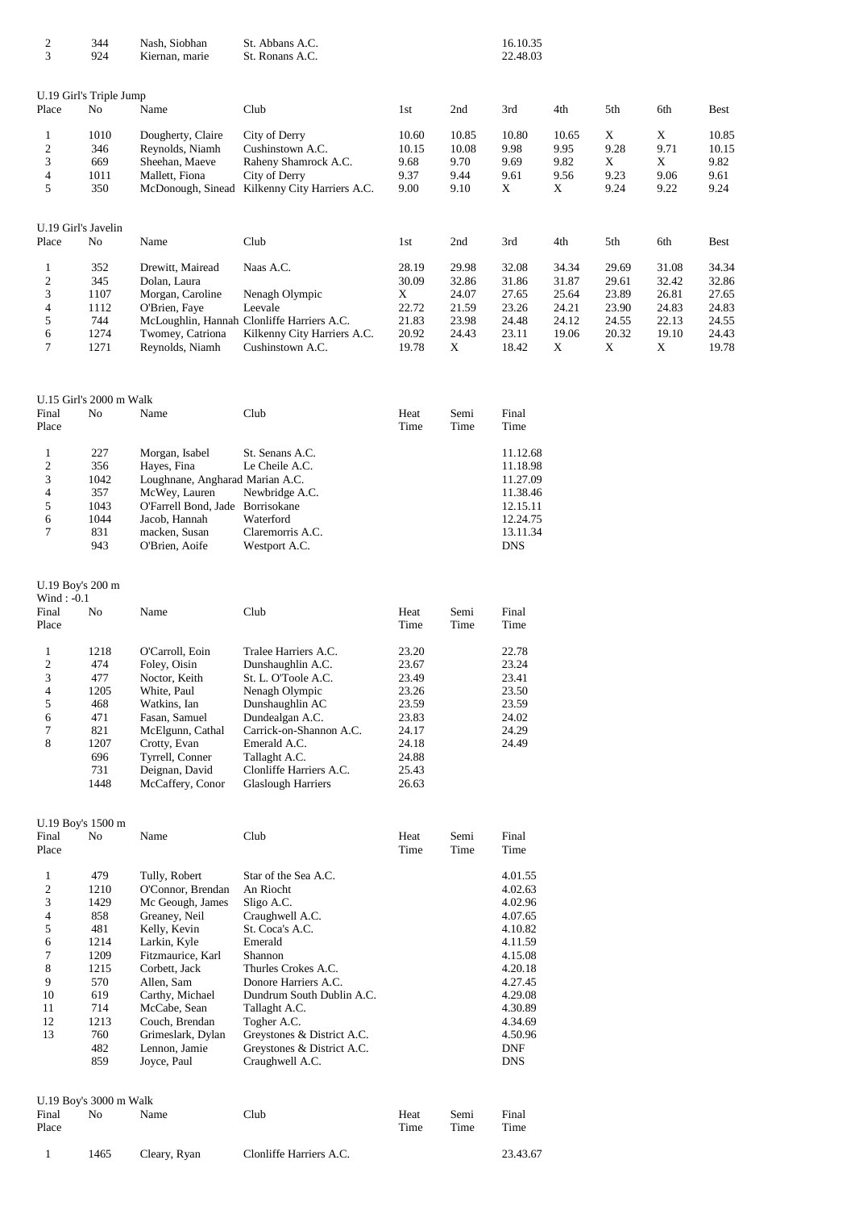| | | | | |
|---|---|---|---|---|
| 2 | 344 | Nash, Siobhan | St. Abbans A.C. | 16.10.35 |
| 3 | 924 | Kiernan, marie | St. Ronans A.C. | 22.48.03 |

U.19 Girl's Triple Jump

| Place | No | Name | Club | 1st | 2nd | 3rd | 4th | 5th | 6th | Best |
|---|---|---|---|---|---|---|---|---|---|---|
| 1 | 1010 | Dougherty, Claire | City of Derry | 10.60 | 10.85 | 10.80 | 10.65 | X | X | 10.85 |
| 2 | 346 | Reynolds, Niamh | Cushinstown A.C. | 10.15 | 10.08 | 9.98 | 9.95 | 9.28 | 9.71 | 10.15 |
| 3 | 669 | Sheehan, Maeve | Raheny Shamrock A.C. | 9.68 | 9.70 | 9.69 | 9.82 | X | X | 9.82 |
| 4 | 1011 | Mallett, Fiona | City of Derry | 9.37 | 9.44 | 9.61 | 9.56 | 9.23 | 9.06 | 9.61 |
| 5 | 350 | McDonough, Sinead | Kilkenny City Harriers A.C. | 9.00 | 9.10 | X | X | 9.24 | 9.22 | 9.24 |

U.19 Girl's Javelin

| Place | No | Name | Club | 1st | 2nd | 3rd | 4th | 5th | 6th | Best |
|---|---|---|---|---|---|---|---|---|---|---|
| 1 | 352 | Drewitt, Mairead | Naas A.C. | 28.19 | 29.98 | 32.08 | 34.34 | 29.69 | 31.08 | 34.34 |
| 2 | 345 | Dolan, Laura | | 30.09 | 32.86 | 31.86 | 31.87 | 29.61 | 32.42 | 32.86 |
| 3 | 1107 | Morgan, Caroline | Nenagh Olympic | X | 24.07 | 27.65 | 25.64 | 23.89 | 26.81 | 27.65 |
| 4 | 1112 | O'Brien, Faye | Leevale | 22.72 | 21.59 | 23.26 | 24.21 | 23.90 | 24.83 | 24.83 |
| 5 | 744 | McLoughlin, Hannah | Clonliffe Harriers A.C. | 21.83 | 23.98 | 24.48 | 24.12 | 24.55 | 22.13 | 24.55 |
| 6 | 1274 | Twomey, Catriona | Kilkenny City Harriers A.C. | 20.92 | 24.43 | 23.11 | 19.06 | 20.32 | 19.10 | 24.43 |
| 7 | 1271 | Reynolds, Niamh | Cushinstown A.C. | 19.78 | X | 18.42 | X | X | X | 19.78 |

U.15 Girl's 2000 m Walk

| Final Place | No | Name | Club | Heat Time | Semi Time | Final Time |
|---|---|---|---|---|---|---|
| 1 | 227 | Morgan, Isabel | St. Senans A.C. | | | 11.12.68 |
| 2 | 356 | Hayes, Fina | Le Cheile A.C. | | | 11.18.98 |
| 3 | 1042 | Loughnane, Angharad | Marian A.C. | | | 11.27.09 |
| 4 | 357 | McWey, Lauren | Newbridge A.C. | | | 11.38.46 |
| 5 | 1043 | O'Farrell Bond, Jade | Borrisokane | | | 12.15.11 |
| 6 | 1044 | Jacob, Hannah | Waterford | | | 12.24.75 |
| 7 | 831 | macken, Susan | Claremorris A.C. | | | 13.11.34 |
| | 943 | O'Brien, Aoife | Westport A.C. | | | DNS |

U.19 Boy's 200 m
Wind : -0.1

| Final Place | No | Name | Club | Heat Time | Semi Time | Final Time |
|---|---|---|---|---|---|---|
| 1 | 1218 | O'Carroll, Eoin | Tralee Harriers A.C. | 23.20 | | 22.78 |
| 2 | 474 | Foley, Oisin | Dunshaughlin A.C. | 23.67 | | 23.24 |
| 3 | 477 | Noctor, Keith | St. L. O'Toole A.C. | 23.49 | | 23.41 |
| 4 | 1205 | White, Paul | Nenagh Olympic | 23.26 | | 23.50 |
| 5 | 468 | Watkins, Ian | Dunshaughlin AC | 23.59 | | 23.59 |
| 6 | 471 | Fasan, Samuel | Dundealgan A.C. | 23.83 | | 24.02 |
| 7 | 821 | McElgunn, Cathal | Carrick-on-Shannon A.C. | 24.17 | | 24.29 |
| 8 | 1207 | Crotty, Evan | Emerald A.C. | 24.18 | | 24.49 |
| | 696 | Tyrrell, Conner | Tallaght A.C. | 24.88 | | |
| | 731 | Deignan, David | Clonliffe Harriers A.C. | 25.43 | | |
| | 1448 | McCaffery, Conor | Glaslough Harriers | 26.63 | | |

U.19 Boy's 1500 m

| Final Place | No | Name | Club | Heat Time | Semi Time | Final Time |
|---|---|---|---|---|---|---|
| 1 | 479 | Tully, Robert | Star of the Sea A.C. | | | 4.01.55 |
| 2 | 1210 | O'Connor, Brendan | An Riocht | | | 4.02.63 |
| 3 | 1429 | Mc Geough, James | Sligo A.C. | | | 4.02.96 |
| 4 | 858 | Greaney, Neil | Craughwell A.C. | | | 4.07.65 |
| 5 | 481 | Kelly, Kevin | St. Coca's A.C. | | | 4.10.82 |
| 6 | 1214 | Larkin, Kyle | Emerald | | | 4.11.59 |
| 7 | 1209 | Fitzmaurice, Karl | Shannon | | | 4.15.08 |
| 8 | 1215 | Corbett, Jack | Thurles Crokes A.C. | | | 4.20.18 |
| 9 | 570 | Allen, Sam | Donore Harriers A.C. | | | 4.27.45 |
| 10 | 619 | Carthy, Michael | Dundrum South Dublin A.C. | | | 4.29.08 |
| 11 | 714 | McCabe, Sean | Tallaght A.C. | | | 4.30.89 |
| 12 | 1213 | Couch, Brendan | Togher A.C. | | | 4.34.69 |
| 13 | 760 | Grimeslark, Dylan | Greystones & District A.C. | | | 4.50.96 |
| | 482 | Lennon, Jamie | Greystones & District A.C. | | | DNF |
| | 859 | Joyce, Paul | Craughwell A.C. | | | DNS |

U.19 Boy's 3000 m Walk

| Final Place | No | Name | Club | Heat Time | Semi Time | Final Time |
|---|---|---|---|---|---|---|
| 1 | 1465 | Cleary, Ryan | Clonliffe Harriers A.C. | | | 23.43.67 |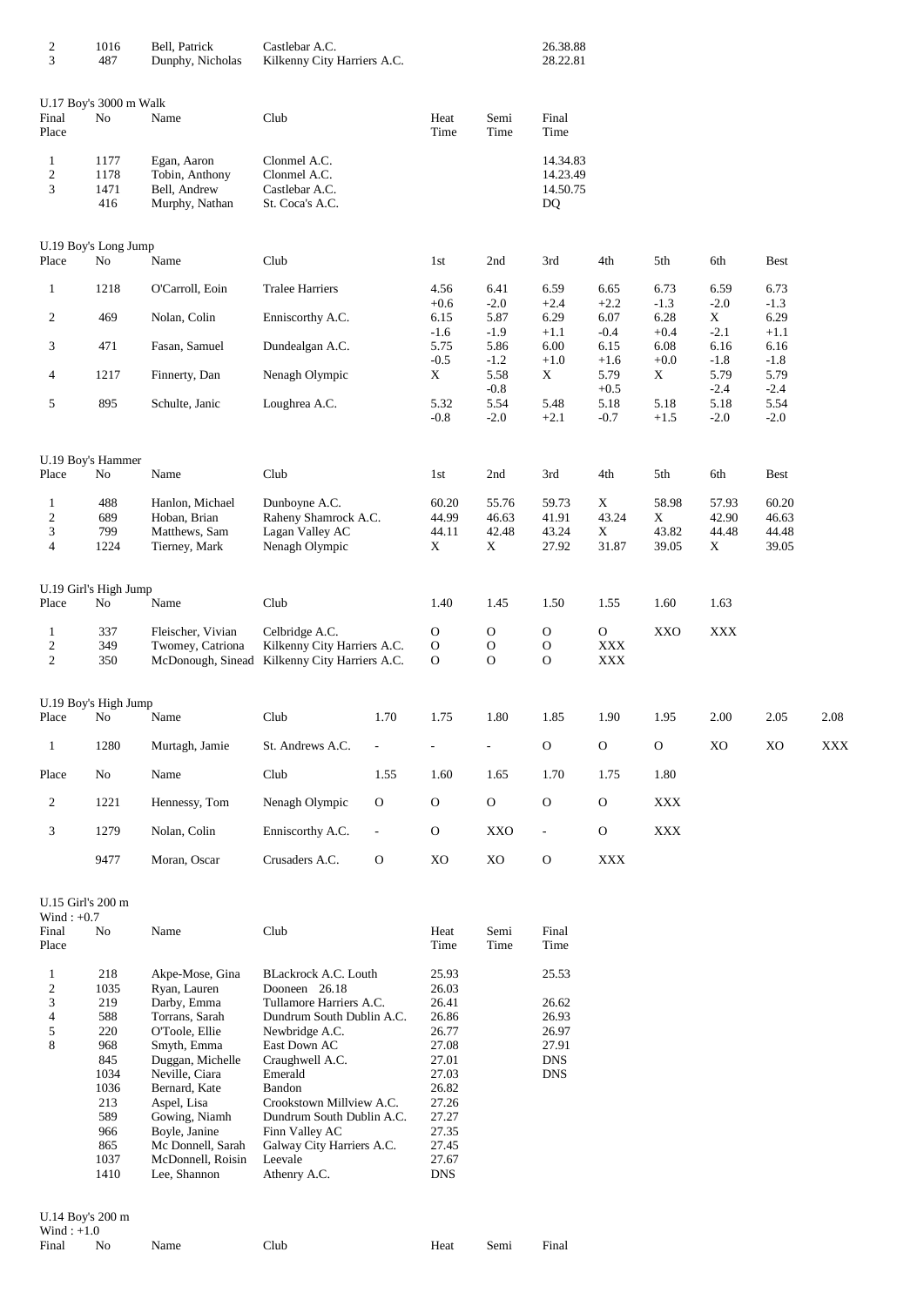| | | | | | | |
|---|---|---|---|---|---|---|
| 2 | 1016 | Bell, Patrick | Castlebar A.C. | | | 26.38.88 |
| 3 | 487 | Dunphy, Nicholas | Kilkenny City Harriers A.C. | | | 28.22.81 |

U.17 Boy's 3000 m Walk

| Final Place | No | Name | Club | Heat Time | Semi Time | Final Time |
|---|---|---|---|---|---|---|
| 1 | 1177 | Egan, Aaron | Clonmel A.C. | | | 14.34.83 |
| 2 | 1178 | Tobin, Anthony | Clonmel A.C. | | | 14.23.49 |
| 3 | 1471 | Bell, Andrew | Castlebar A.C. | | | 14.50.75 |
| | 416 | Murphy, Nathan | St. Coca's A.C. | | | DQ |

U.19 Boy's Long Jump

| Place | No | Name | Club | 1st | 2nd | 3rd | 4th | 5th | 6th | Best |
|---|---|---|---|---|---|---|---|---|---|---|
| 1 | 1218 | O'Carroll, Eoin | Tralee Harriers | 4.56 | 6.41 | 6.59 | 6.65 | 6.73 | 6.59 | 6.73 |
| | | | | +0.6 | -2.0 | +2.4 | +2.2 | -1.3 | -2.0 | -1.3 |
| 2 | 469 | Nolan, Colin | Enniscorthy A.C. | 6.15 | 5.87 | 6.29 | 6.07 | 6.28 | X | 6.29 |
| | | | | -1.6 | -1.9 | +1.1 | -0.4 | +0.4 | -2.1 | +1.1 |
| 3 | 471 | Fasan, Samuel | Dundealgan A.C. | 5.75 | 5.86 | 6.00 | 6.15 | 6.08 | 6.16 | 6.16 |
| | | | | -0.5 | -1.2 | +1.0 | +1.6 | +0.0 | -1.8 | -1.8 |
| 4 | 1217 | Finnerty, Dan | Nenagh Olympic | X | 5.58 | X | 5.79 | X | 5.79 | 5.79 |
| | | | | | -0.8 | | +0.5 | | -2.4 | -2.4 |
| 5 | 895 | Schulte, Janic | Loughrea A.C. | 5.32 | 5.54 | 5.48 | 5.18 | 5.18 | 5.18 | 5.54 |
| | | | | -0.8 | -2.0 | +2.1 | -0.7 | +1.5 | -2.0 | -2.0 |

U.19 Boy's Hammer

| Place | No | Name | Club | 1st | 2nd | 3rd | 4th | 5th | 6th | Best |
|---|---|---|---|---|---|---|---|---|---|---|
| 1 | 488 | Hanlon, Michael | Dunboyne A.C. | 60.20 | 55.76 | 59.73 | X | 58.98 | 57.93 | 60.20 |
| 2 | 689 | Hoban, Brian | Raheny Shamrock A.C. | 44.99 | 46.63 | 41.91 | 43.24 | X | 42.90 | 46.63 |
| 3 | 799 | Matthews, Sam | Lagan Valley AC | 44.11 | 42.48 | 43.24 | X | 43.82 | 44.48 | 44.48 |
| 4 | 1224 | Tierney, Mark | Nenagh Olympic | X | X | 27.92 | 31.87 | 39.05 | X | 39.05 |

U.19 Girl's High Jump

| Place | No | Name | Club | 1.40 | 1.45 | 1.50 | 1.55 | 1.60 | 1.63 |
|---|---|---|---|---|---|---|---|---|---|
| 1 | 337 | Fleischer, Vivian | Celbridge A.C. | O | O | O | O | XXO | XXX |
| 2 | 349 | Twomey, Catriona | Kilkenny City Harriers A.C. | O | O | O | XXX | | |
| 2 | 350 | McDonough, Sinead | Kilkenny City Harriers A.C. | O | O | O | XXX | | |

U.19 Boy's High Jump

| Place | No | Name | Club | 1.70 | 1.75 | 1.80 | 1.85 | 1.90 | 1.95 | 2.00 | 2.05 | 2.08 |
|---|---|---|---|---|---|---|---|---|---|---|---|---|
| 1 | 1280 | Murtagh, Jamie | St. Andrews A.C. | - | - | - | O | O | O | XO | XO | XXX |

| Place | No | Name | Club | 1.55 | 1.60 | 1.65 | 1.70 | 1.75 | 1.80 |
|---|---|---|---|---|---|---|---|---|---|
| 2 | 1221 | Hennessy, Tom | Nenagh Olympic | O | O | O | O | O | XXX |
| 3 | 1279 | Nolan, Colin | Enniscorthy A.C. | - | O | XXO | - | O | XXX |
| | 9477 | Moran, Oscar | Crusaders A.C. | O | XO | XO | O | XXX | |

U.15 Girl's 200 m
Wind : +0.7

| Final Place | No | Name | Club | Heat Time | Semi Time | Final Time |
|---|---|---|---|---|---|---|
| 1 | 218 | Akpe-Mose, Gina | BLackrock A.C. Louth | 25.93 | | 25.53 |
| 2 | 1035 | Ryan, Lauren | Dooneen 26.18 | 26.03 | | |
| 3 | 219 | Darby, Emma | Tullamore Harriers A.C. | 26.41 | | 26.62 |
| 4 | 588 | Torrans, Sarah | Dundrum South Dublin A.C. | 26.86 | | 26.93 |
| 5 | 220 | O'Toole, Ellie | Newbridge A.C. | 26.77 | | 26.97 |
| 8 | 968 | Smyth, Emma | East Down AC | 27.08 | | 27.91 |
| | 845 | Duggan, Michelle | Craughwell A.C. | 27.01 | | DNS |
| | 1034 | Neville, Ciara | Emerald | 27.03 | | DNS |
| | 1036 | Bernard, Kate | Bandon | 26.82 | | |
| | 213 | Aspel, Lisa | Crookstown Millview A.C. | 27.26 | | |
| | 589 | Gowing, Niamh | Dundrum South Dublin A.C. | 27.27 | | |
| | 966 | Boyle, Janine | Finn Valley AC | 27.35 | | |
| | 865 | Mc Donnell, Sarah | Galway City Harriers A.C. | 27.45 | | |
| | 1037 | McDonnell, Roisin | Leevale | 27.67 | | |
| | 1410 | Lee, Shannon | Athenry A.C. | DNS | | |

U.14 Boy's 200 m
Wind : +1.0

| Final | No | Name | Club | Heat | Semi | Final |
|---|---|---|---|---|---|---|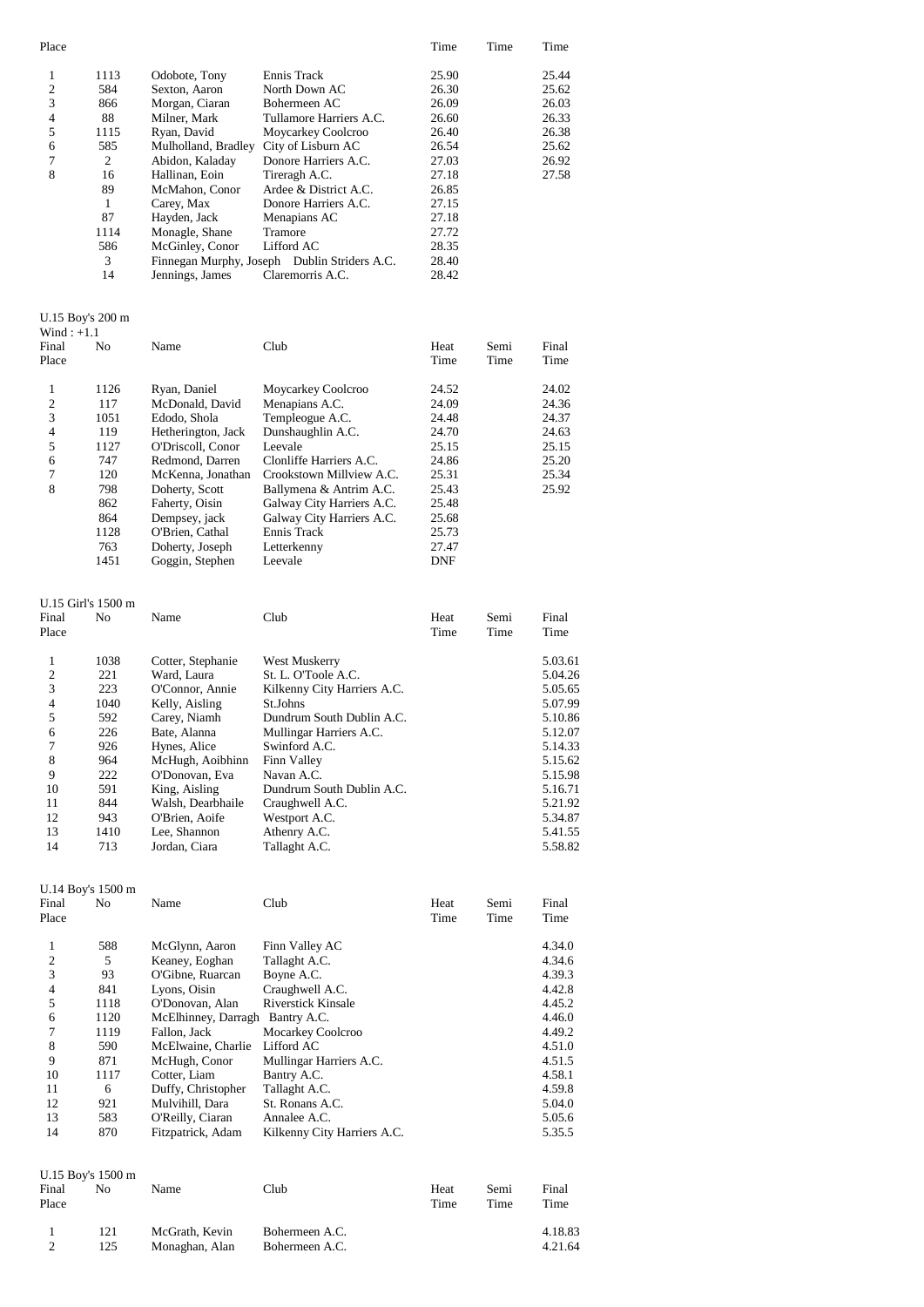| Place | | | | Time | Time | Time |
|---|---|---|---|---|---|---|
| 1 | 1113 | Odobote, Tony | Ennis Track | 25.90 | | 25.44 |
| 2 | 584 | Sexton, Aaron | North Down AC | 26.30 | | 25.62 |
| 3 | 866 | Morgan, Ciaran | Bohermeen AC | 26.09 | | 26.03 |
| 4 | 88 | Milner, Mark | Tullamore Harriers A.C. | 26.60 | | 26.33 |
| 5 | 1115 | Ryan, David | Moycarkey Coolcroo | 26.40 | | 26.38 |
| 6 | 585 | Mulholland, Bradley | City of Lisburn AC | 26.54 | | 25.62 |
| 7 | 2 | Abidon, Kaladay | Donore Harriers A.C. | 27.03 | | 26.92 |
| 8 | 16 | Hallinan, Eoin | Tireragh A.C. | 27.18 | | 27.58 |
| | 89 | McMahon, Conor | Ardee & District A.C. | 26.85 | | |
| | 1 | Carey, Max | Donore Harriers A.C. | 27.15 | | |
| | 87 | Hayden, Jack | Menapians AC | 27.18 | | |
| | 1114 | Monagle, Shane | Tramore | 27.72 | | |
| | 586 | McGinley, Conor | Lifford AC | 28.35 | | |
| | 3 | Finnegan Murphy, Joseph | Dublin Striders A.C. | 28.40 | | |
| | 14 | Jennings, James | Claremorris A.C. | 28.42 | | |

U.15 Boy's 200 m
Wind : +1.1

| Final Place | No | Name | Club | Heat Time | Semi Time | Final Time |
|---|---|---|---|---|---|---|
| 1 | 1126 | Ryan, Daniel | Moycarkey Coolcroo | 24.52 | | 24.02 |
| 2 | 117 | McDonald, David | Menapians A.C. | 24.09 | | 24.36 |
| 3 | 1051 | Edodo, Shola | Templeogue A.C. | 24.48 | | 24.37 |
| 4 | 119 | Hetherington, Jack | Dunshaughlin A.C. | 24.70 | | 24.63 |
| 5 | 1127 | O'Driscoll, Conor | Leevale | 25.15 | | 25.15 |
| 6 | 747 | Redmond, Darren | Clonliffe Harriers A.C. | 24.86 | | 25.20 |
| 7 | 120 | McKenna, Jonathan | Crookstown Millview A.C. | 25.31 | | 25.34 |
| 8 | 798 | Doherty, Scott | Ballymena & Antrim A.C. | 25.43 | | 25.92 |
| | 862 | Faherty, Oisin | Galway City Harriers A.C. | 25.48 | | |
| | 864 | Dempsey, jack | Galway City Harriers A.C. | 25.68 | | |
| | 1128 | O'Brien, Cathal | Ennis Track | 25.73 | | |
| | 763 | Doherty, Joseph | Letterkenny | 27.47 | | |
| | 1451 | Goggin, Stephen | Leevale | DNF | | |

U.15 Girl's 1500 m

| Final Place | No | Name | Club | Heat Time | Semi Time | Final Time |
|---|---|---|---|---|---|---|
| 1 | 1038 | Cotter, Stephanie | West Muskerry | | | 5.03.61 |
| 2 | 221 | Ward, Laura | St. L. O'Toole A.C. | | | 5.04.26 |
| 3 | 223 | O'Connor, Annie | Kilkenny City Harriers A.C. | | | 5.05.65 |
| 4 | 1040 | Kelly, Aisling | St.Johns | | | 5.07.99 |
| 5 | 592 | Carey, Niamh | Dundrum South Dublin A.C. | | | 5.10.86 |
| 6 | 226 | Bate, Alanna | Mullingar Harriers A.C. | | | 5.12.07 |
| 7 | 926 | Hynes, Alice | Swinford A.C. | | | 5.14.33 |
| 8 | 964 | McHugh, Aoibhinn | Finn Valley | | | 5.15.62 |
| 9 | 222 | O'Donovan, Eva | Navan A.C. | | | 5.15.98 |
| 10 | 591 | King, Aisling | Dundrum South Dublin A.C. | | | 5.16.71 |
| 11 | 844 | Walsh, Dearbhaile | Craughwell A.C. | | | 5.21.92 |
| 12 | 943 | O'Brien, Aoife | Westport A.C. | | | 5.34.87 |
| 13 | 1410 | Lee, Shannon | Athenry A.C. | | | 5.41.55 |
| 14 | 713 | Jordan, Ciara | Tallaght A.C. | | | 5.58.82 |

U.14 Boy's 1500 m

| Final Place | No | Name | Club | Heat Time | Semi Time | Final Time |
|---|---|---|---|---|---|---|
| 1 | 588 | McGlynn, Aaron | Finn Valley AC | | | 4.34.0 |
| 2 | 5 | Keaney, Eoghan | Tallaght A.C. | | | 4.34.6 |
| 3 | 93 | O'Gibne, Ruarcan | Boyne A.C. | | | 4.39.3 |
| 4 | 841 | Lyons, Oisin | Craughwell A.C. | | | 4.42.8 |
| 5 | 1118 | O'Donovan, Alan | Riverstick Kinsale | | | 4.45.2 |
| 6 | 1120 | McElhinney, Darragh | Bantry A.C. | | | 4.46.0 |
| 7 | 1119 | Fallon, Jack | Mocarkey Coolcroo | | | 4.49.2 |
| 8 | 590 | McElwaine, Charlie | Lifford AC | | | 4.51.0 |
| 9 | 871 | McHugh, Conor | Mullingar Harriers A.C. | | | 4.51.5 |
| 10 | 1117 | Cotter, Liam | Bantry A.C. | | | 4.58.1 |
| 11 | 6 | Duffy, Christopher | Tallaght A.C. | | | 4.59.8 |
| 12 | 921 | Mulvihill, Dara | St. Ronans A.C. | | | 5.04.0 |
| 13 | 583 | O'Reilly, Ciaran | Annalee A.C. | | | 5.05.6 |
| 14 | 870 | Fitzpatrick, Adam | Kilkenny City Harriers A.C. | | | 5.35.5 |

U.15 Boy's 1500 m

| Final Place | No | Name | Club | Heat Time | Semi Time | Final Time |
|---|---|---|---|---|---|---|
| 1 | 121 | McGrath, Kevin | Bohermeen A.C. | | | 4.18.83 |
| 2 | 125 | Monaghan, Alan | Bohermeen A.C. | | | 4.21.64 |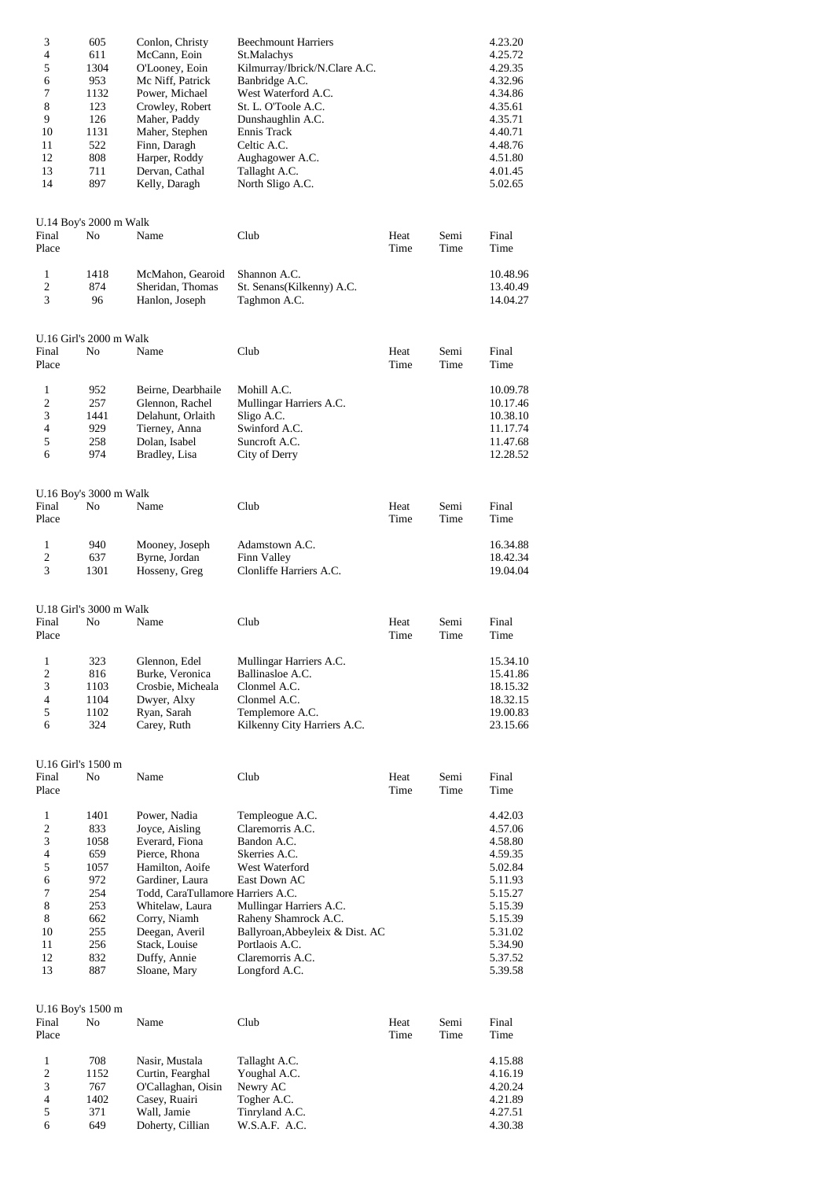| | | | | | | |
|---|---|---|---|---|---|---|
| 3 | 605 | Conlon, Christy | Beechmount Harriers | | | 4.23.20 |
| 4 | 611 | McCann, Eoin | St.Malachys | | | 4.25.72 |
| 5 | 1304 | O'Looney, Eoin | Kilmurray/Ibrick/N.Clare A.C. | | | 4.29.35 |
| 6 | 953 | Mc Niff, Patrick | Banbridge A.C. | | | 4.32.96 |
| 7 | 1132 | Power, Michael | West Waterford A.C. | | | 4.34.86 |
| 8 | 123 | Crowley, Robert | St. L. O'Toole A.C. | | | 4.35.61 |
| 9 | 126 | Maher, Paddy | Dunshaughlin A.C. | | | 4.35.71 |
| 10 | 1131 | Maher, Stephen | Ennis Track | | | 4.40.71 |
| 11 | 522 | Finn, Daragh | Celtic A.C. | | | 4.48.76 |
| 12 | 808 | Harper, Roddy | Aughagower A.C. | | | 4.51.80 |
| 13 | 711 | Dervan, Cathal | Tallaght A.C. | | | 4.01.45 |
| 14 | 897 | Kelly, Daragh | North Sligo A.C. | | | 5.02.65 |

U.14 Boy's 2000 m Walk

| Final Place | No | Name | Club | Heat Time | Semi Time | Final Time |
|---|---|---|---|---|---|---|
| 1 | 1418 | McMahon, Gearoid | Shannon A.C. | | | 10.48.96 |
| 2 | 874 | Sheridan, Thomas | St. Senans(Kilkenny) A.C. | | | 13.40.49 |
| 3 | 96 | Hanlon, Joseph | Taghmon A.C. | | | 14.04.27 |

U.16 Girl's 2000 m Walk

| Final Place | No | Name | Club | Heat Time | Semi Time | Final Time |
|---|---|---|---|---|---|---|
| 1 | 952 | Beirne, Dearbhaile | Mohill A.C. | | | 10.09.78 |
| 2 | 257 | Glennon, Rachel | Mullingar Harriers A.C. | | | 10.17.46 |
| 3 | 1441 | Delahunt, Orlaith | Sligo A.C. | | | 10.38.10 |
| 4 | 929 | Tierney, Anna | Swinford A.C. | | | 11.17.74 |
| 5 | 258 | Dolan, Isabel | Suncroft A.C. | | | 11.47.68 |
| 6 | 974 | Bradley, Lisa | City of Derry | | | 12.28.52 |

U.16 Boy's 3000 m Walk

| Final Place | No | Name | Club | Heat Time | Semi Time | Final Time |
|---|---|---|---|---|---|---|
| 1 | 940 | Mooney, Joseph | Adamstown A.C. | | | 16.34.88 |
| 2 | 637 | Byrne, Jordan | Finn Valley | | | 18.42.34 |
| 3 | 1301 | Hosseny, Greg | Clonliffe Harriers A.C. | | | 19.04.04 |

U.18 Girl's 3000 m Walk

| Final Place | No | Name | Club | Heat Time | Semi Time | Final Time |
|---|---|---|---|---|---|---|
| 1 | 323 | Glennon, Edel | Mullingar Harriers A.C. | | | 15.34.10 |
| 2 | 816 | Burke, Veronica | Ballinasloe A.C. | | | 15.41.86 |
| 3 | 1103 | Crosbie, Micheala | Clonmel A.C. | | | 18.15.32 |
| 4 | 1104 | Dwyer, Alxy | Clonmel A.C. | | | 18.32.15 |
| 5 | 1102 | Ryan, Sarah | Templemore A.C. | | | 19.00.83 |
| 6 | 324 | Carey, Ruth | Kilkenny City Harriers A.C. | | | 23.15.66 |

U.16 Girl's 1500 m

| Final Place | No | Name | Club | Heat Time | Semi Time | Final Time |
|---|---|---|---|---|---|---|
| 1 | 1401 | Power, Nadia | Templeogue A.C. | | | 4.42.03 |
| 2 | 833 | Joyce, Aisling | Claremorris A.C. | | | 4.57.06 |
| 3 | 1058 | Everard, Fiona | Bandon A.C. | | | 4.58.80 |
| 4 | 659 | Pierce, Rhona | Skerries A.C. | | | 4.59.35 |
| 5 | 1057 | Hamilton, Aoife | West Waterford | | | 5.02.84 |
| 6 | 972 | Gardiner, Laura | East Down AC | | | 5.11.93 |
| 7 | 254 | Todd, CaraTullamore | Harriers A.C. | | | 5.15.27 |
| 8 | 253 | Whitelaw, Laura | Mullingar Harriers A.C. | | | 5.15.39 |
| 8 | 662 | Corry, Niamh | Raheny Shamrock A.C. | | | 5.15.39 |
| 10 | 255 | Deegan, Averil | Ballyroan,Abbeyleix & Dist. AC | | | 5.31.02 |
| 11 | 256 | Stack, Louise | Portlaois A.C. | | | 5.34.90 |
| 12 | 832 | Duffy, Annie | Claremorris A.C. | | | 5.37.52 |
| 13 | 887 | Sloane, Mary | Longford A.C. | | | 5.39.58 |

U.16 Boy's 1500 m

| Final Place | No | Name | Club | Heat Time | Semi Time | Final Time |
|---|---|---|---|---|---|---|
| 1 | 708 | Nasir, Mustala | Tallaght A.C. | | | 4.15.88 |
| 2 | 1152 | Curtin, Fearghal | Youghal A.C. | | | 4.16.19 |
| 3 | 767 | O'Callaghan, Oisin | Newry AC | | | 4.20.24 |
| 4 | 1402 | Casey, Ruairi | Togher A.C. | | | 4.21.89 |
| 5 | 371 | Wall, Jamie | Tinryland A.C. | | | 4.27.51 |
| 6 | 649 | Doherty, Cillian | W.S.A.F. A.C. | | | 4.30.38 |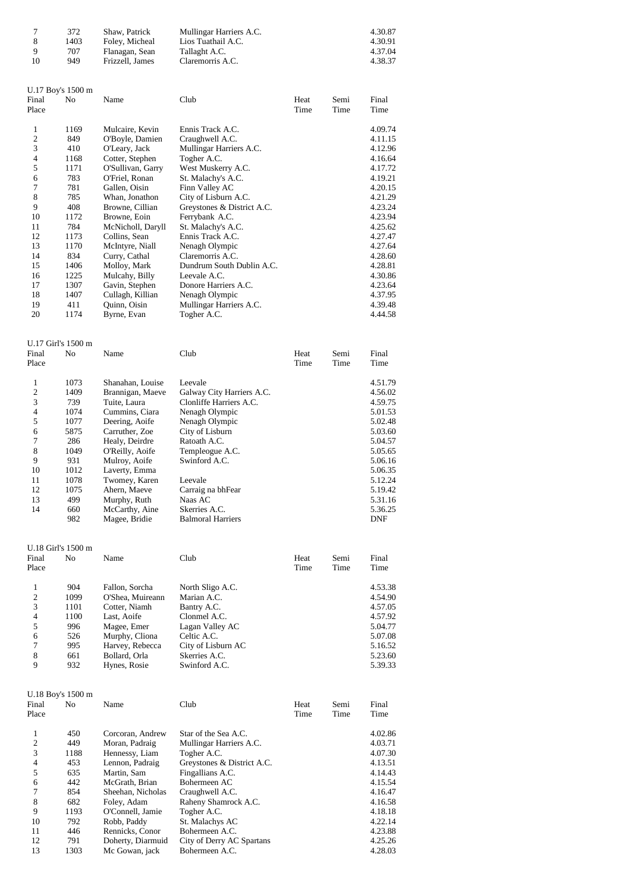| | | | | | | |
|---|---|---|---|---|---|---|
| 7 | 372 | Shaw, Patrick | Mullingar Harriers A.C. | | | 4.30.87 |
| 8 | 1403 | Foley, Micheal | Lios Tuathail A.C. | | | 4.30.91 |
| 9 | 707 | Flanagan, Sean | Tallaght A.C. | | | 4.37.04 |
| 10 | 949 | Frizzell, James | Claremorris A.C. | | | 4.38.37 |

U.17 Boy's 1500 m

| Final Place | No | Name | Club | Heat Time | Semi Time | Final Time |
|---|---|---|---|---|---|---|
| 1 | 1169 | Mulcaire, Kevin | Ennis Track A.C. | | | 4.09.74 |
| 2 | 849 | O'Boyle, Damien | Craughwell A.C. | | | 4.11.15 |
| 3 | 410 | O'Leary, Jack | Mullingar Harriers A.C. | | | 4.12.96 |
| 4 | 1168 | Cotter, Stephen | Togher A.C. | | | 4.16.64 |
| 5 | 1171 | O'Sullivan, Garry | West Muskerry A.C. | | | 4.17.72 |
| 6 | 783 | O'Friel, Ronan | St. Malachy's A.C. | | | 4.19.21 |
| 7 | 781 | Gallen, Oisin | Finn Valley AC | | | 4.20.15 |
| 8 | 785 | Whan, Jonathon | City of Lisburn A.C. | | | 4.21.29 |
| 9 | 408 | Browne, Cillian | Greystones & District A.C. | | | 4.23.24 |
| 10 | 1172 | Browne, Eoin | Ferrybank A.C. | | | 4.23.94 |
| 11 | 784 | McNicholl, Daryll | St. Malachy's A.C. | | | 4.25.62 |
| 12 | 1173 | Collins, Sean | Ennis Track A.C. | | | 4.27.47 |
| 13 | 1170 | McIntyre, Niall | Nenagh Olympic | | | 4.27.64 |
| 14 | 834 | Curry, Cathal | Claremorris A.C. | | | 4.28.60 |
| 15 | 1406 | Molloy, Mark | Dundrum South Dublin A.C. | | | 4.28.81 |
| 16 | 1225 | Mulcahy, Billy | Leevale A.C. | | | 4.30.86 |
| 17 | 1307 | Gavin, Stephen | Donore Harriers A.C. | | | 4.23.64 |
| 18 | 1407 | Cullagh, Killian | Nenagh Olympic | | | 4.37.95 |
| 19 | 411 | Quinn, Oisin | Mullingar Harriers A.C. | | | 4.39.48 |
| 20 | 1174 | Byrne, Evan | Togher A.C. | | | 4.44.58 |

U.17 Girl's 1500 m

| Final Place | No | Name | Club | Heat Time | Semi Time | Final Time |
|---|---|---|---|---|---|---|
| 1 | 1073 | Shanahan, Louise | Leevale | | | 4.51.79 |
| 2 | 1409 | Brannigan, Maeve | Galway City Harriers A.C. | | | 4.56.02 |
| 3 | 739 | Tuite, Laura | Clonliffe Harriers A.C. | | | 4.59.75 |
| 4 | 1074 | Cummins, Ciara | Nenagh Olympic | | | 5.01.53 |
| 5 | 1077 | Deering, Aoife | Nenagh Olympic | | | 5.02.48 |
| 6 | 5875 | Carruther, Zoe | City of Lisburn | | | 5.03.60 |
| 7 | 286 | Healy, Deirdre | Ratoath A.C. | | | 5.04.57 |
| 8 | 1049 | O'Reilly, Aoife | Templeogue A.C. | | | 5.05.65 |
| 9 | 931 | Mulroy, Aoife | Swinford A.C. | | | 5.06.16 |
| 10 | 1012 | Laverty, Emma | | | | 5.06.35 |
| 11 | 1078 | Twomey, Karen | Leevale | | | 5.12.24 |
| 12 | 1075 | Ahern, Maeve | Carraig na bhFear | | | 5.19.42 |
| 13 | 499 | Murphy, Ruth | Naas AC | | | 5.31.16 |
| 14 | 660 | McCarthy, Aine | Skerries A.C. | | | 5.36.25 |
| | 982 | Magee, Bridie | Balmoral Harriers | | | DNF |

U.18 Girl's 1500 m

| Final Place | No | Name | Club | Heat Time | Semi Time | Final Time |
|---|---|---|---|---|---|---|
| 1 | 904 | Fallon, Sorcha | North Sligo A.C. | | | 4.53.38 |
| 2 | 1099 | O'Shea, Muireann | Marian A.C. | | | 4.54.90 |
| 3 | 1101 | Cotter, Niamh | Bantry A.C. | | | 4.57.05 |
| 4 | 1100 | Last, Aoife | Clonmel A.C. | | | 4.57.92 |
| 5 | 996 | Magee, Emer | Lagan Valley AC | | | 5.04.77 |
| 6 | 526 | Murphy, Cliona | Celtic A.C. | | | 5.07.08 |
| 7 | 995 | Harvey, Rebecca | City of Lisburn AC | | | 5.16.52 |
| 8 | 661 | Bollard, Orla | Skerries A.C. | | | 5.23.60 |
| 9 | 932 | Hynes, Rosie | Swinford A.C. | | | 5.39.33 |

U.18 Boy's 1500 m

| Final Place | No | Name | Club | Heat Time | Semi Time | Final Time |
|---|---|---|---|---|---|---|
| 1 | 450 | Corcoran, Andrew | Star of the Sea A.C. | | | 4.02.86 |
| 2 | 449 | Moran, Padraig | Mullingar Harriers A.C. | | | 4.03.71 |
| 3 | 1188 | Hennessy, Liam | Togher A.C. | | | 4.07.30 |
| 4 | 453 | Lennon, Padraig | Greystones & District A.C. | | | 4.13.51 |
| 5 | 635 | Martin, Sam | Fingallians A.C. | | | 4.14.43 |
| 6 | 442 | McGrath, Brian | Bohermeen AC | | | 4.15.54 |
| 7 | 854 | Sheehan, Nicholas | Craughwell A.C. | | | 4.16.47 |
| 8 | 682 | Foley, Adam | Raheny Shamrock A.C. | | | 4.16.58 |
| 9 | 1193 | O'Connell, Jamie | Togher A.C. | | | 4.18.18 |
| 10 | 792 | Robb, Paddy | St. Malachys AC | | | 4.22.14 |
| 11 | 446 | Rennicks, Conor | Bohermeen A.C. | | | 4.23.88 |
| 12 | 791 | Doherty, Diarmuid | City of Derry AC Spartans | | | 4.25.26 |
| 13 | 1303 | Mc Gowan, jack | Bohermeen A.C. | | | 4.28.03 |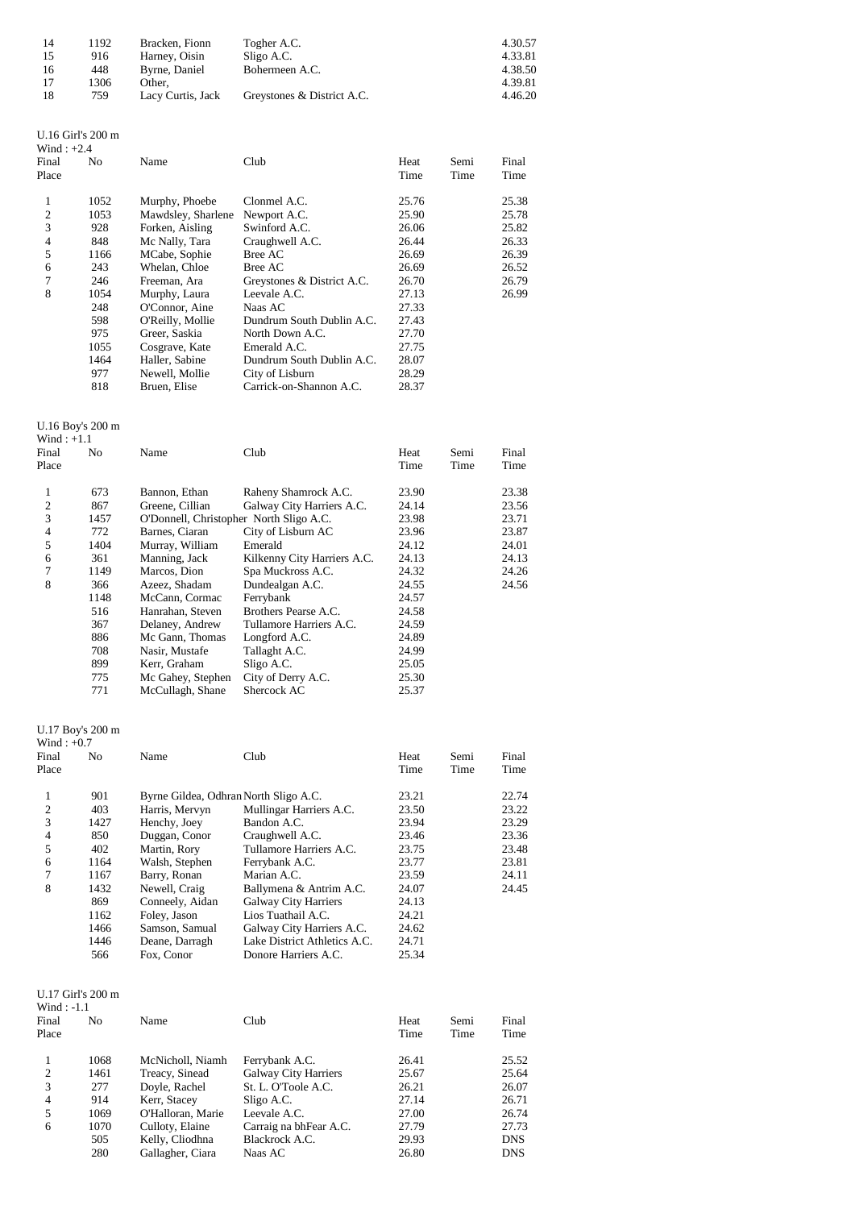| | | | | |
|---|---|---|---|---|
| 14 | 1192 | Bracken, Fionn | Togher A.C. | 4.30.57 |
| 15 | 916 | Harney, Oisin | Sligo A.C. | 4.33.81 |
| 16 | 448 | Byrne, Daniel | Bohermeen A.C. | 4.38.50 |
| 17 | 1306 | Other, | | 4.39.81 |
| 18 | 759 | Lacy Curtis, Jack | Greystones & District A.C. | 4.46.20 |

U.16 Girl's 200 m

Wind : +2.4

| Final Place | No | Name | Club | Heat Time | Semi Time | Final Time |
|---|---|---|---|---|---|---|
| 1 | 1052 | Murphy, Phoebe | Clonmel A.C. | 25.76 | | 25.38 |
| 2 | 1053 | Mawdsley, Sharlene | Newport A.C. | 25.90 | | 25.78 |
| 3 | 928 | Forken, Aisling | Swinford A.C. | 26.06 | | 25.82 |
| 4 | 848 | Mc Nally, Tara | Craughwell A.C. | 26.44 | | 26.33 |
| 5 | 1166 | MCabe, Sophie | Bree AC | 26.69 | | 26.39 |
| 6 | 243 | Whelan, Chloe | Bree AC | 26.69 | | 26.52 |
| 7 | 246 | Freeman, Ara | Greystones & District A.C. | 26.70 | | 26.79 |
| 8 | 1054 | Murphy, Laura | Leevale A.C. | 27.13 | | 26.99 |
| | 248 | O'Connor, Aine | Naas AC | 27.33 | | |
| | 598 | O'Reilly, Mollie | Dundrum South Dublin A.C. | 27.43 | | |
| | 975 | Greer, Saskia | North Down A.C. | 27.70 | | |
| | 1055 | Cosgrave, Kate | Emerald A.C. | 27.75 | | |
| | 1464 | Haller, Sabine | Dundrum South Dublin A.C. | 28.07 | | |
| | 977 | Newell, Mollie | City of Lisburn | 28.29 | | |
| | 818 | Bruen, Elise | Carrick-on-Shannon A.C. | 28.37 | | |

U.16 Boy's 200 m

Wind : +1.1

| Final Place | No | Name | Club | Heat Time | Semi Time | Final Time |
|---|---|---|---|---|---|---|
| 1 | 673 | Bannon, Ethan | Raheny Shamrock A.C. | 23.90 | | 23.38 |
| 2 | 867 | Greene, Cillian | Galway City Harriers A.C. | 24.14 | | 23.56 |
| 3 | 1457 | O'Donnell, Christopher | North Sligo A.C. | 23.98 | | 23.71 |
| 4 | 772 | Barnes, Ciaran | City of Lisburn AC | 23.96 | | 23.87 |
| 5 | 1404 | Murray, William | Emerald | 24.12 | | 24.01 |
| 6 | 361 | Manning, Jack | Kilkenny City Harriers A.C. | 24.13 | | 24.13 |
| 7 | 1149 | Marcos, Dion | Spa Muckross A.C. | 24.32 | | 24.26 |
| 8 | 366 | Azeez, Shadam | Dundealgan A.C. | 24.55 | | 24.56 |
| | 1148 | McCann, Cormac | Ferrybank | 24.57 | | |
| | 516 | Hanrahan, Steven | Brothers Pearse A.C. | 24.58 | | |
| | 367 | Delaney, Andrew | Tullamore Harriers A.C. | 24.59 | | |
| | 886 | Mc Gann, Thomas | Longford A.C. | 24.89 | | |
| | 708 | Nasir, Mustafe | Tallaght A.C. | 24.99 | | |
| | 899 | Kerr, Graham | Sligo A.C. | 25.05 | | |
| | 775 | Mc Gahey, Stephen | City of Derry A.C. | 25.30 | | |
| | 771 | McCullagh, Shane | Shercock AC | 25.37 | | |

U.17 Boy's 200 m

Wind : +0.7

| Final Place | No | Name | Club | Heat Time | Semi Time | Final Time |
|---|---|---|---|---|---|---|
| 1 | 901 | Byrne Gildea, Odhran | North Sligo A.C. | 23.21 | | 22.74 |
| 2 | 403 | Harris, Mervyn | Mullingar Harriers A.C. | 23.50 | | 23.22 |
| 3 | 1427 | Henchy, Joey | Bandon A.C. | 23.94 | | 23.29 |
| 4 | 850 | Duggan, Conor | Craughwell A.C. | 23.46 | | 23.36 |
| 5 | 402 | Martin, Rory | Tullamore Harriers A.C. | 23.75 | | 23.48 |
| 6 | 1164 | Walsh, Stephen | Ferrybank A.C. | 23.77 | | 23.81 |
| 7 | 1167 | Barry, Ronan | Marian A.C. | 23.59 | | 24.11 |
| 8 | 1432 | Newell, Craig | Ballymena & Antrim A.C. | 24.07 | | 24.45 |
| | 869 | Conneely, Aidan | Galway City Harriers | 24.13 | | |
| | 1162 | Foley, Jason | Lios Tuathail A.C. | 24.21 | | |
| | 1466 | Samson, Samual | Galway City Harriers A.C. | 24.62 | | |
| | 1446 | Deane, Darragh | Lake District Athletics A.C. | 24.71 | | |
| | 566 | Fox, Conor | Donore Harriers A.C. | 25.34 | | |

U.17 Girl's 200 m

Wind : -1.1

| Final Place | No | Name | Club | Heat Time | Semi Time | Final Time |
|---|---|---|---|---|---|---|
| 1 | 1068 | McNicholl, Niamh | Ferrybank A.C. | 26.41 | | 25.52 |
| 2 | 1461 | Treacy, Sinead | Galway City Harriers | 25.67 | | 25.64 |
| 3 | 277 | Doyle, Rachel | St. L. O'Toole A.C. | 26.21 | | 26.07 |
| 4 | 914 | Kerr, Stacey | Sligo A.C. | 27.14 | | 26.71 |
| 5 | 1069 | O'Halloran, Marie | Leevale A.C. | 27.00 | | 26.74 |
| 6 | 1070 | Culloty, Elaine | Carraig na bhFear A.C. | 27.79 | | 27.73 |
| | 505 | Kelly, Cliodhna | Blackrock A.C. | 29.93 | | DNS |
| | 280 | Gallagher, Ciara | Naas AC | 26.80 | | DNS |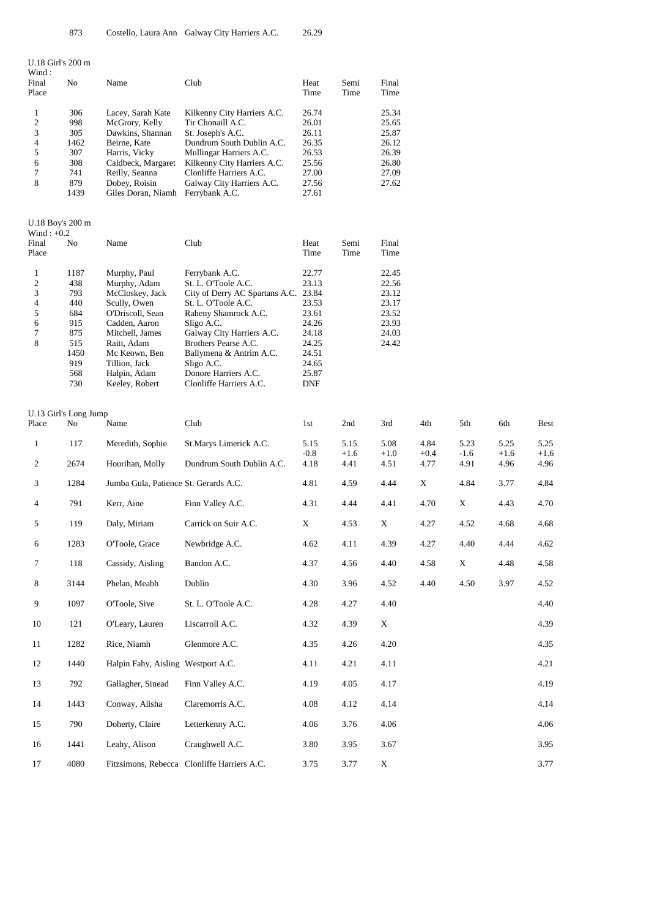| | | | |
|---|---|---|---|
| 873 | Costello, Laura Ann | Galway City Harriers A.C. | 26.29 |

U.18 Girl's 200 m

Wind :

| Final Place | No | Name | Club | Heat Time | Semi Time | Final Time |
|---|---|---|---|---|---|---|
| 1 | 306 | Lacey, Sarah Kate | Kilkenny City Harriers A.C. | 26.74 | | 25.34 |
| 2 | 998 | McGrory, Kelly | Tir Chonaill A.C. | 26.01 | | 25.65 |
| 3 | 305 | Dawkins, Shannan | St. Joseph's A.C. | 26.11 | | 25.87 |
| 4 | 1462 | Beirne, Kate | Dundrum South Dublin A.C. | 26.35 | | 26.12 |
| 5 | 307 | Harris, Vicky | Mullingar Harriers A.C. | 26.53 | | 26.39 |
| 6 | 308 | Caldbeck, Margaret | Kilkenny City Harriers A.C. | 25.56 | | 26.80 |
| 7 | 741 | Reilly, Seanna | Clonliffe Harriers A.C. | 27.00 | | 27.09 |
| 8 | 879 | Dobey, Roisin | Galway City Harriers A.C. | 27.56 | | 27.62 |
| | 1439 | Giles Doran, Niamh | Ferrybank A.C. | 27.61 | | |

U.18 Boy's 200 m

Wind : +0.2

| Final Place | No | Name | Club | Heat Time | Semi Time | Final Time |
|---|---|---|---|---|---|---|
| 1 | 1187 | Murphy, Paul | Ferrybank A.C. | 22.77 | | 22.45 |
| 2 | 438 | Murphy, Adam | St. L. O'Toole A.C. | 23.13 | | 22.56 |
| 3 | 793 | McCloskey, Jack | City of Derry AC Spartans A.C. | 23.84 | | 23.12 |
| 4 | 440 | Scully, Owen | St. L. O'Toole A.C. | 23.53 | | 23.17 |
| 5 | 684 | O'Driscoll, Sean | Raheny Shamrock A.C. | 23.61 | | 23.52 |
| 6 | 915 | Cadden, Aaron | Sligo A.C. | 24.26 | | 23.93 |
| 7 | 875 | Mitchell, James | Galway City Harriers A.C. | 24.18 | | 24.03 |
| 8 | 515 | Raitt, Adam | Brothers Pearse A.C. | 24.25 | | 24.42 |
| | 1450 | Mc Keown, Ben | Ballymena & Antrim A.C. | 24.51 | | |
| | 919 | Tillion, Jack | Sligo A.C. | 24.65 | | |
| | 568 | Halpin, Adam | Donore Harriers A.C. | 25.87 | | |
| | 730 | Keeley, Robert | Clonliffe Harriers A.C. | DNF | | |

U.13 Girl's Long Jump

| Place | No | Name | Club | 1st | 2nd | 3rd | 4th | 5th | 6th | Best |
|---|---|---|---|---|---|---|---|---|---|---|
| 1 | 117 | Meredith, Sophie | St.Marys Limerick A.C. | 5.15 -0.8 | 5.15 +1.6 | 5.08 +1.0 | 4.84 +0.4 | 5.23 -1.6 | 5.25 +1.6 | 5.25 +1.6 |
| 2 | 2674 | Hourihan, Molly | Dundrum South Dublin A.C. | 4.18 | 4.41 | 4.51 | 4.77 | 4.91 | 4.96 | 4.96 |
| 3 | 1284 | Jumba Gula, Patience | St. Gerards A.C. | 4.81 | 4.59 | 4.44 | X | 4.84 | 3.77 | 4.84 |
| 4 | 791 | Kerr, Aine | Finn Valley A.C. | 4.31 | 4.44 | 4.41 | 4.70 | X | 4.43 | 4.70 |
| 5 | 119 | Daly, Miriam | Carrick on Suir A.C. | X | 4.53 | X | 4.27 | 4.52 | 4.68 | 4.68 |
| 6 | 1283 | O'Toole, Grace | Newbridge A.C. | 4.62 | 4.11 | 4.39 | 4.27 | 4.40 | 4.44 | 4.62 |
| 7 | 118 | Cassidy, Aisling | Bandon A.C. | 4.37 | 4.56 | 4.40 | 4.58 | X | 4.48 | 4.58 |
| 8 | 3144 | Phelan, Meabh | Dublin | 4.30 | 3.96 | 4.52 | 4.40 | 4.50 | 3.97 | 4.52 |
| 9 | 1097 | O'Toole, Sive | St. L. O'Toole A.C. | 4.28 | 4.27 | 4.40 | | | | 4.40 |
| 10 | 121 | O'Leary, Lauren | Liscarroll A.C. | 4.32 | 4.39 | X | | | | 4.39 |
| 11 | 1282 | Rice, Niamh | Glenmore A.C. | 4.35 | 4.26 | 4.20 | | | | 4.35 |
| 12 | 1440 | Halpin Fahy, Aisling | Westport A.C. | 4.11 | 4.21 | 4.11 | | | | 4.21 |
| 13 | 792 | Gallagher, Sinead | Finn Valley A.C. | 4.19 | 4.05 | 4.17 | | | | 4.19 |
| 14 | 1443 | Conway, Alisha | Claremorris A.C. | 4.08 | 4.12 | 4.14 | | | | 4.14 |
| 15 | 790 | Doherty, Claire | Letterkenny A.C. | 4.06 | 3.76 | 4.06 | | | | 4.06 |
| 16 | 1441 | Leahy, Alison | Craughwell A.C. | 3.80 | 3.95 | 3.67 | | | | 3.95 |
| 17 | 4080 | Fitzsimons, Rebecca | Clonliffe Harriers A.C. | 3.75 | 3.77 | X | | | | 3.77 |